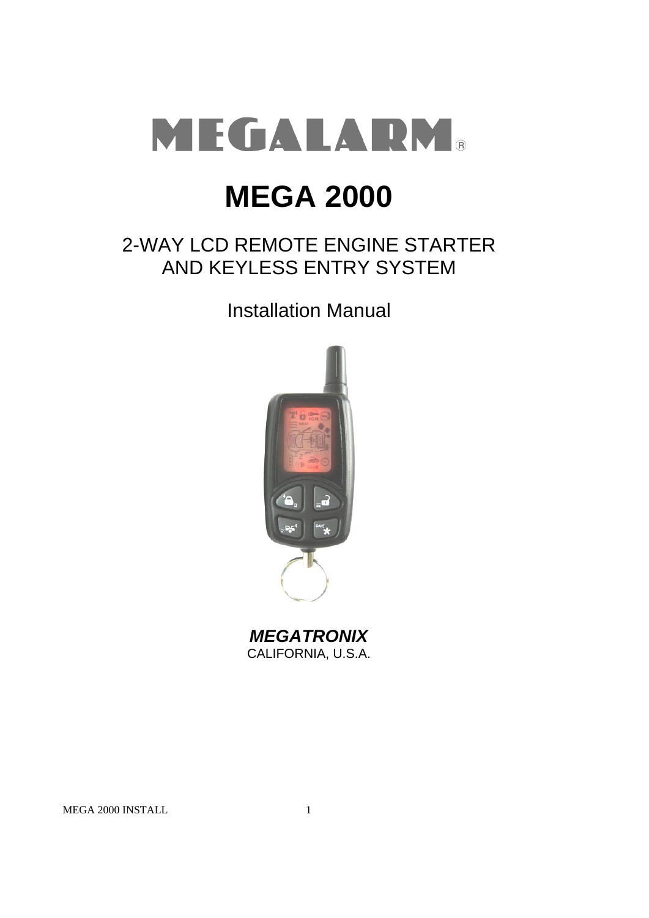# MEGALARM®

# MEGA 2000

## 2-WAY LCD REMOTE ENGINE STARTER AND KEYLESS ENTRY SYSTEM

Installation Manual

***MEGATRONIX***
CALIFORNIA, U.S.A.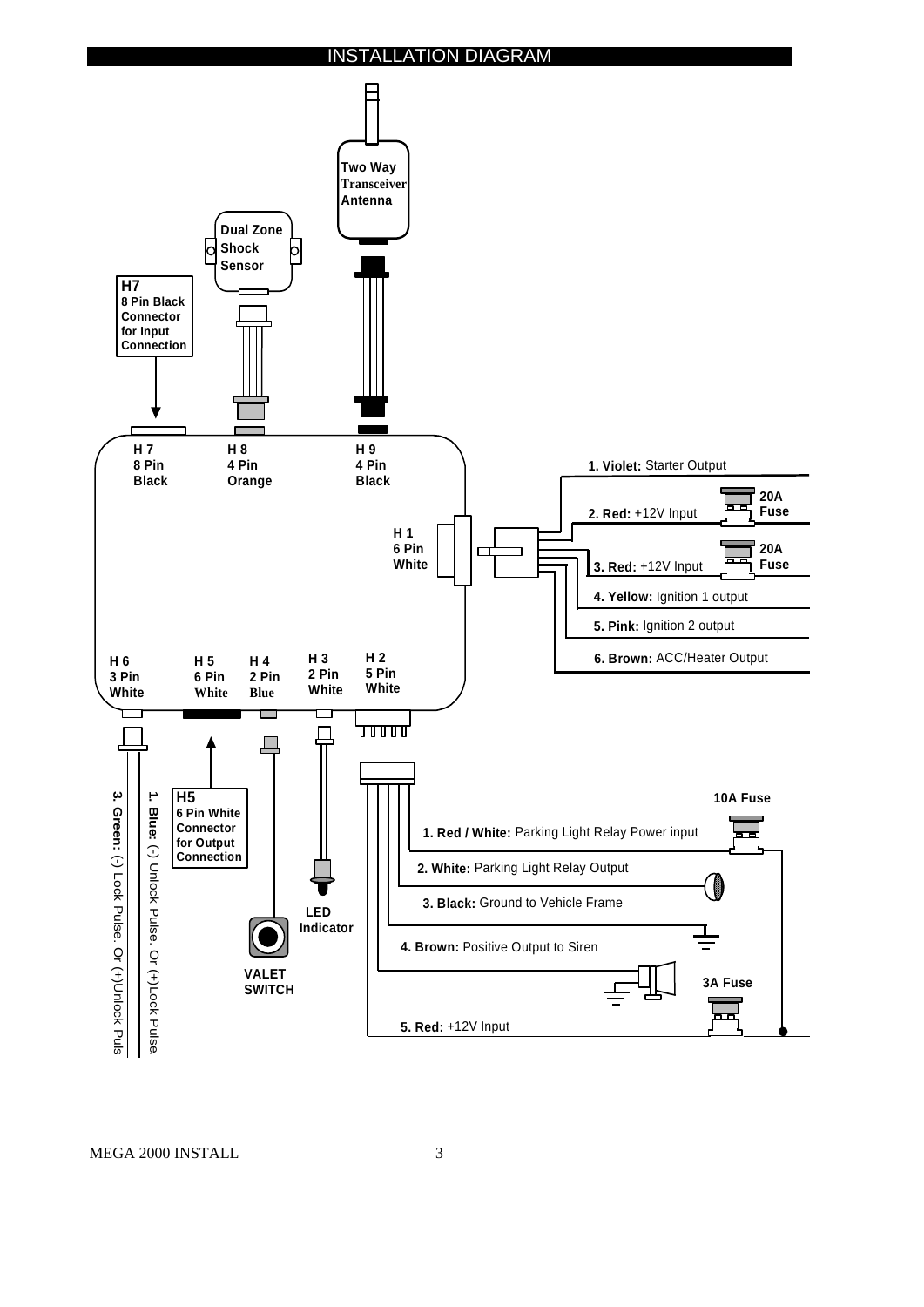# INSTALLATION DIAGRAM

Two Way Transceiver Antenna

Dual Zone Shock Sensor

**H7**
8 Pin Black Connector for Input Connection

H 7
8 Pin
Black

H 8
4 Pin
Orange

H 9
4 Pin
Black

H 1
6 Pin
White

**1. Violet:** Starter Output

**2. Red:** +12V Input — 20A Fuse

**3. Red:** +12V Input — 20A Fuse

**4. Yellow:** Ignition 1 output

**5. Pink:** Ignition 2 output

**6. Brown:** ACC/Heater Output

H 6
3 Pin
White

H 5
6 Pin
White

H 4
2 Pin
Blue

H 3
2 Pin
White

H 2
5 Pin
White

**H5**
6 Pin White Connector for Output Connection

**1. Blue:** (-) Unlock Pulse. Or (+)Lock Pulse

**3. Green:** (-) Lock Pulse. Or (+)Unlock Puls

LED Indicator

VALET SWITCH

10A Fuse

**1. Red / White:** Parking Light Relay Power input

**2. White:** Parking Light Relay Output

**3. Black:** Ground to Vehicle Frame

**4. Brown:** Positive Output to Siren

3A Fuse

**5. Red:** +12V Input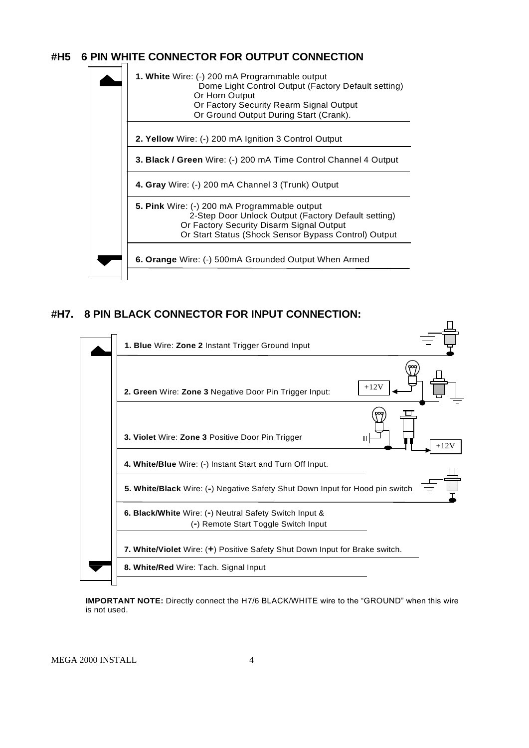## #H5 6 PIN WHITE CONNECTOR FOR OUTPUT CONNECTION

**1. White** Wire: (-) 200 mA Programmable output
Dome Light Control Output (Factory Default setting)
Or Horn Output
Or Factory Security Rearm Signal Output
Or Ground Output During Start (Crank).

**2. Yellow** Wire: (-) 200 mA Ignition 3 Control Output

**3. Black / Green** Wire: (-) 200 mA Time Control Channel 4 Output

**4. Gray** Wire: (-) 200 mA Channel 3 (Trunk) Output

**5. Pink** Wire: (-) 200 mA Programmable output
2-Step Door Unlock Output (Factory Default setting)
Or Factory Security Disarm Signal Output
Or Start Status (Shock Sensor Bypass Control) Output

**6. Orange** Wire: (-) 500mA Grounded Output When Armed

## #H7. 8 PIN BLACK CONNECTOR FOR INPUT CONNECTION:

**1. Blue** Wire: **Zone 2** Instant Trigger Ground Input

**2. Green** Wire: **Zone 3** Negative Door Pin Trigger Input: +12V

**3. Violet** Wire: **Zone 3** Positive Door Pin Trigger +12V

**4. White/Blue** Wire: (-) Instant Start and Turn Off Input.

**5. White/Black** Wire: (**-**) Negative Safety Shut Down Input for Hood pin switch

**6. Black/White** Wire: (**-**) Neutral Safety Switch Input &
(**-**) Remote Start Toggle Switch Input

**7. White/Violet** Wire: (**+**) Positive Safety Shut Down Input for Brake switch.

**8. White/Red** Wire: Tach. Signal Input

**IMPORTANT NOTE:** Directly connect the H7/6 BLACK/WHITE wire to the “GROUND” when this wire is not used.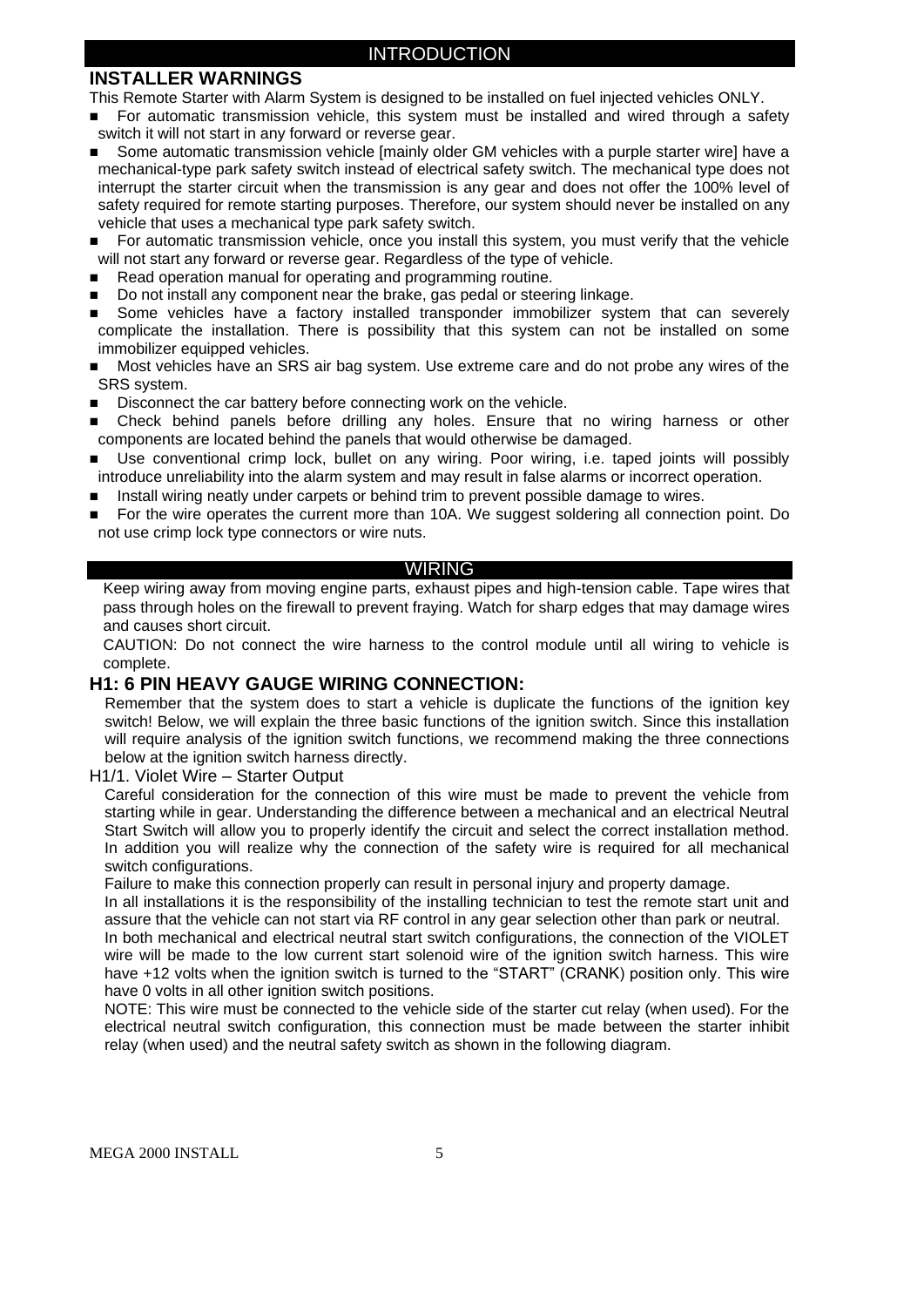## INTRODUCTION

### INSTALLER WARNINGS

This Remote Starter with Alarm System is designed to be installed on fuel injected vehicles ONLY.

- For automatic transmission vehicle, this system must be installed and wired through a safety switch it will not start in any forward or reverse gear.
- Some automatic transmission vehicle [mainly older GM vehicles with a purple starter wire] have a mechanical-type park safety switch instead of electrical safety switch. The mechanical type does not interrupt the starter circuit when the transmission is any gear and does not offer the 100% level of safety required for remote starting purposes. Therefore, our system should never be installed on any vehicle that uses a mechanical type park safety switch.
- For automatic transmission vehicle, once you install this system, you must verify that the vehicle will not start any forward or reverse gear. Regardless of the type of vehicle.
- Read operation manual for operating and programming routine.
- Do not install any component near the brake, gas pedal or steering linkage.
- Some vehicles have a factory installed transponder immobilizer system that can severely complicate the installation. There is possibility that this system can not be installed on some immobilizer equipped vehicles.
- Most vehicles have an SRS air bag system. Use extreme care and do not probe any wires of the SRS system.
- Disconnect the car battery before connecting work on the vehicle.
- Check behind panels before drilling any holes. Ensure that no wiring harness or other components are located behind the panels that would otherwise be damaged.
- Use conventional crimp lock, bullet on any wiring. Poor wiring, i.e. taped joints will possibly introduce unreliability into the alarm system and may result in false alarms or incorrect operation.
- Install wiring neatly under carpets or behind trim to prevent possible damage to wires.
- For the wire operates the current more than 10A. We suggest soldering all connection point. Do not use crimp lock type connectors or wire nuts.

## WIRING

Keep wiring away from moving engine parts, exhaust pipes and high-tension cable. Tape wires that pass through holes on the firewall to prevent fraying. Watch for sharp edges that may damage wires and causes short circuit.

CAUTION: Do not connect the wire harness to the control module until all wiring to vehicle is complete.

### H1: 6 PIN HEAVY GAUGE WIRING CONNECTION:

Remember that the system does to start a vehicle is duplicate the functions of the ignition key switch! Below, we will explain the three basic functions of the ignition switch. Since this installation will require analysis of the ignition switch functions, we recommend making the three connections below at the ignition switch harness directly.

H1/1. Violet Wire – Starter Output

Careful consideration for the connection of this wire must be made to prevent the vehicle from starting while in gear. Understanding the difference between a mechanical and an electrical Neutral Start Switch will allow you to properly identify the circuit and select the correct installation method. In addition you will realize why the connection of the safety wire is required for all mechanical switch configurations.

Failure to make this connection properly can result in personal injury and property damage.

In all installations it is the responsibility of the installing technician to test the remote start unit and assure that the vehicle can not start via RF control in any gear selection other than park or neutral.

In both mechanical and electrical neutral start switch configurations, the connection of the VIOLET wire will be made to the low current start solenoid wire of the ignition switch harness. This wire have +12 volts when the ignition switch is turned to the “START” (CRANK) position only. This wire have 0 volts in all other ignition switch positions.

NOTE: This wire must be connected to the vehicle side of the starter cut relay (when used). For the electrical neutral switch configuration, this connection must be made between the starter inhibit relay (when used) and the neutral safety switch as shown in the following diagram.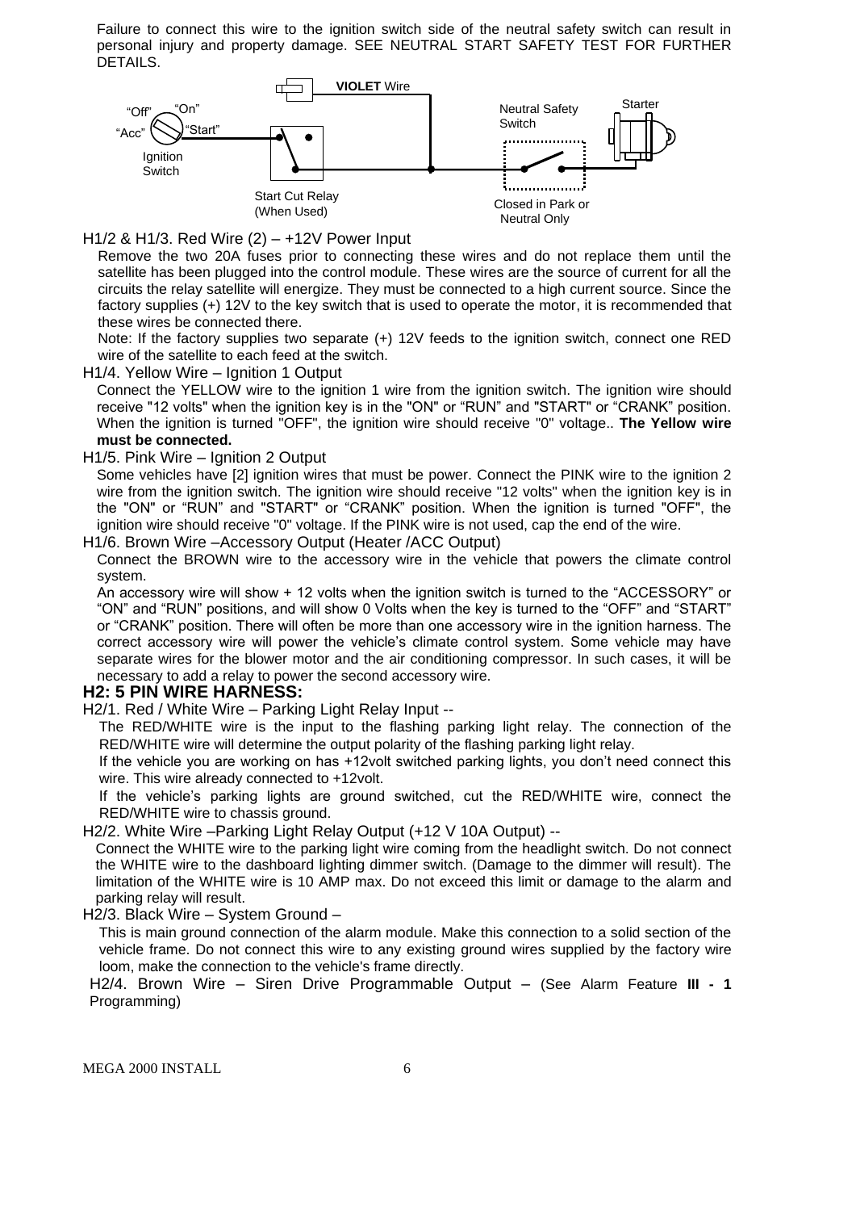Failure to connect this wire to the ignition switch side of the neutral safety switch can result in personal injury and property damage. SEE NEUTRAL START SAFETY TEST FOR FURTHER DETAILS.

H1/2 & H1/3. Red Wire (2) – +12V Power Input

Remove the two 20A fuses prior to connecting these wires and do not replace them until the satellite has been plugged into the control module. These wires are the source of current for all the circuits the relay satellite will energize. They must be connected to a high current source. Since the factory supplies (+) 12V to the key switch that is used to operate the motor, it is recommended that these wires be connected there.

Note: If the factory supplies two separate (+) 12V feeds to the ignition switch, connect one RED wire of the satellite to each feed at the switch.

H1/4. Yellow Wire – Ignition 1 Output

Connect the YELLOW wire to the ignition 1 wire from the ignition switch. The ignition wire should receive "12 volts" when the ignition key is in the "ON" or “RUN” and "START" or “CRANK” position. When the ignition is turned "OFF", the ignition wire should receive "0" voltage.. **The Yellow wire must be connected.**

H1/5. Pink Wire – Ignition 2 Output

Some vehicles have [2] ignition wires that must be power. Connect the PINK wire to the ignition 2 wire from the ignition switch. The ignition wire should receive "12 volts" when the ignition key is in the "ON" or “RUN” and "START" or “CRANK” position. When the ignition is turned "OFF", the ignition wire should receive "0" voltage. If the PINK wire is not used, cap the end of the wire.

H1/6. Brown Wire –Accessory Output (Heater /ACC Output)

Connect the BROWN wire to the accessory wire in the vehicle that powers the climate control system.

An accessory wire will show + 12 volts when the ignition switch is turned to the “ACCESSORY” or “ON” and “RUN” positions, and will show 0 Volts when the key is turned to the “OFF” and “START” or “CRANK” position. There will often be more than one accessory wire in the ignition harness. The correct accessory wire will power the vehicle’s climate control system. Some vehicle may have separate wires for the blower motor and the air conditioning compressor. In such cases, it will be necessary to add a relay to power the second accessory wire.

## H2: 5 PIN WIRE HARNESS:

H2/1. Red / White Wire – Parking Light Relay Input --

The RED/WHITE wire is the input to the flashing parking light relay. The connection of the RED/WHITE wire will determine the output polarity of the flashing parking light relay.

If the vehicle you are working on has +12volt switched parking lights, you don’t need connect this wire. This wire already connected to +12volt.

If the vehicle’s parking lights are ground switched, cut the RED/WHITE wire, connect the RED/WHITE wire to chassis ground.

H2/2. White Wire –Parking Light Relay Output (+12 V 10A Output) --

Connect the WHITE wire to the parking light wire coming from the headlight switch. Do not connect the WHITE wire to the dashboard lighting dimmer switch. (Damage to the dimmer will result). The limitation of the WHITE wire is 10 AMP max. Do not exceed this limit or damage to the alarm and parking relay will result.

H2/3. Black Wire – System Ground –

This is main ground connection of the alarm module. Make this connection to a solid section of the vehicle frame. Do not connect this wire to any existing ground wires supplied by the factory wire loom, make the connection to the vehicle's frame directly.

H2/4. Brown Wire – Siren Drive Programmable Output – (See Alarm Feature **III - 1** Programming)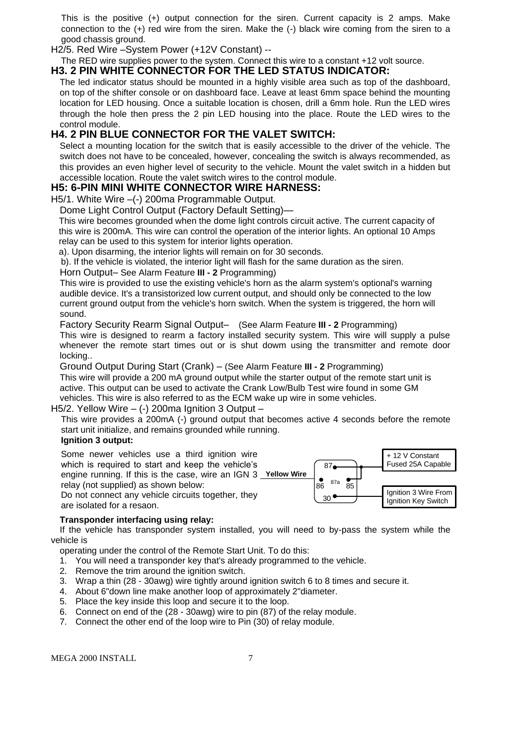This is the positive (+) output connection for the siren. Current capacity is 2 amps. Make connection to the (+) red wire from the siren. Make the (-) black wire coming from the siren to a good chassis ground.

H2/5. Red Wire –System Power (+12V Constant) --

The RED wire supplies power to the system. Connect this wire to a constant +12 volt source.

## H3. 2 PIN WHITE CONNECTOR FOR THE LED STATUS INDICATOR:

The led indicator status should be mounted in a highly visible area such as top of the dashboard, on top of the shifter console or on dashboard face. Leave at least 6mm space behind the mounting location for LED housing. Once a suitable location is chosen, drill a 6mm hole. Run the LED wires through the hole then press the 2 pin LED housing into the place. Route the LED wires to the control module.

## H4. 2 PIN BLUE CONNECTOR FOR THE VALET SWITCH:

Select a mounting location for the switch that is easily accessible to the driver of the vehicle. The switch does not have to be concealed, however, concealing the switch is always recommended, as this provides an even higher level of security to the vehicle. Mount the valet switch in a hidden but accessible location. Route the valet switch wires to the control module.

## H5: 6-PIN MINI WHITE CONNECTOR WIRE HARNESS:

H5/1. White Wire –(-) 200ma Programmable Output.

Dome Light Control Output (Factory Default Setting)—

This wire becomes grounded when the dome light controls circuit active. The current capacity of this wire is 200mA. This wire can control the operation of the interior lights. An optional 10 Amps relay can be used to this system for interior lights operation.

a). Upon disarming, the interior lights will remain on for 30 seconds.

b). If the vehicle is violated, the interior light will flash for the same duration as the siren.

Horn Output– See Alarm Feature **III - 2** Programming)

This wire is provided to use the existing vehicle's horn as the alarm system's optional's warning audible device. It's a transistorized low current output, and should only be connected to the low current ground output from the vehicle's horn switch. When the system is triggered, the horn will sound.

Factory Security Rearm Signal Output– (See Alarm Feature **III - 2** Programming)

This wire is designed to rearm a factory installed security system. This wire will supply a pulse whenever the remote start times out or is shut dowm using the transmitter and remote door locking..

Ground Output During Start (Crank) – (See Alarm Feature **III - 2** Programming)

This wire will provide a 200 mA ground output while the starter output of the remote start unit is active. This output can be used to activate the Crank Low/Bulb Test wire found in some GM vehicles. This wire is also referred to as the ECM wake up wire in some vehicles.

H5/2. Yellow Wire – (-) 200ma Ignition 3 Output –

This wire provides a 200mA (-) ground output that becomes active 4 seconds before the remote start unit initialize, and remains grounded while running.

**Ignition 3 output:**

Some newer vehicles use a third ignition wire which is required to start and keep the vehicle's engine running. If this is the case, wire an IGN 3 relay (not supplied) as shown below:

Do not connect any vehicle circuits together, they are isolated for a resaon.

Yellow Wire — 87 — 86 — 87a — 85 — 30 — + 12 V Constant Fused 25A Capable — Ignition 3 Wire From Ignition Key Switch

**Transponder interfacing using relay:**

If the vehicle has transponder system installed, you will need to by-pass the system while the vehicle is

operating under the control of the Remote Start Unit. To do this:

1. You will need a transponder key that's already programmed to the vehicle.
2. Remove the trim around the ignition switch.
3. Wrap a thin (28 - 30awg) wire tightly around ignition switch 6 to 8 times and secure it.
4. About 6"down line make another loop of approximately 2"diameter.
5. Place the key inside this loop and secure it to the loop.
6. Connect on end of the (28 - 30awg) wire to pin (87) of the relay module.
7. Connect the other end of the loop wire to Pin (30) of relay module.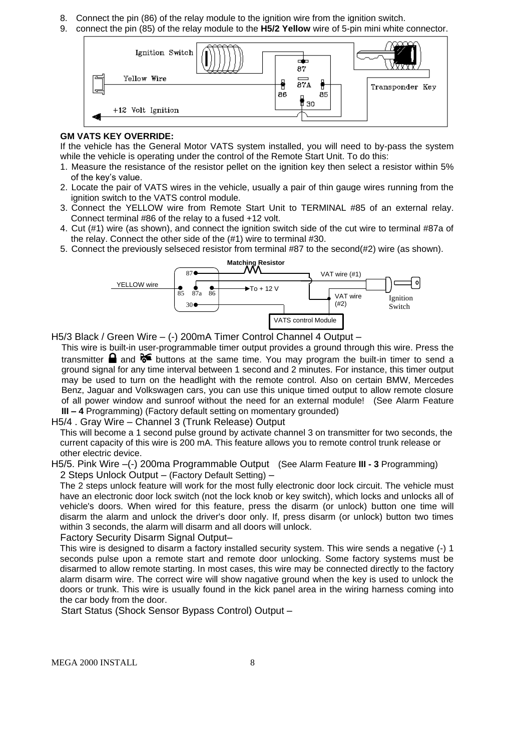8. Connect the pin (86) of the relay module to the ignition wire from the ignition switch.
9. connect the pin (85) of the relay module to the **H5/2 Yellow** wire of 5-pin mini white connector.

Ignition Switch

Yellow Wire

+12 Volt Ignition

87

87A

86

85

30

Transponder Key

**GM VATS KEY OVERRIDE:**

If the vehicle has the General Motor VATS system installed, you will need to by-pass the system while the vehicle is operating under the control of the Remote Start Unit. To do this:

1. Measure the resistance of the resistor pellet on the ignition key then select a resistor within 5% of the key's value.
2. Locate the pair of VATS wires in the vehicle, usually a pair of thin gauge wires running from the ignition switch to the VATS control module.
3. Connect the YELLOW wire from Remote Start Unit to TERMINAL #85 of an external relay. Connect terminal #86 of the relay to a fused +12 volt.
4. Cut (#1) wire (as shown), and connect the ignition switch side of the cut wire to terminal #87a of the relay. Connect the other side of the (#1) wire to terminal #30.
5. Connect the previously selseced resistor from terminal #87 to the second(#2) wire (as shown).

Matching Resistor

87

YELLOW wire

85 87a 86

30

To + 12 V

VAT wire (#1)

VAT wire (#2)

Ignition Switch

VATS control Module

H5/3 Black / Green Wire – (-) 200mA Timer Control Channel 4 Output –

This wire is built-in user-programmable timer output provides a ground through this wire. Press the transmitter 🔒 and 🚗 buttons at the same time. You may program the built-in timer to send a ground signal for any time interval between 1 second and 2 minutes. For instance, this timer output may be used to turn on the headlight with the remote control. Also on certain BMW, Mercedes Benz, Jaguar and Volkswagen cars, you can use this unique timed output to allow remote closure of all power window and sunroof without the need for an external module! (See Alarm Feature **III – 4** Programming) (Factory default setting on momentary grounded)

H5/4 . Gray Wire – Channel 3 (Trunk Release) Output

This will become a 1 second pulse ground by activate channel 3 on transmitter for two seconds, the current capacity of this wire is 200 mA. This feature allows you to remote control trunk release or other electric device.

H5/5. Pink Wire –(-) 200ma Programmable Output (See Alarm Feature **III - 3** Programming)

2 Steps Unlock Output – (Factory Default Setting) –

The 2 steps unlock feature will work for the most fully electronic door lock circuit. The vehicle must have an electronic door lock switch (not the lock knob or key switch), which locks and unlocks all of vehicle's doors. When wired for this feature, press the disarm (or unlock) button one time will disarm the alarm and unlock the driver's door only. If, press disarm (or unlock) button two times within 3 seconds, the alarm will disarm and all doors will unlock.

Factory Security Disarm Signal Output–

This wire is designed to disarm a factory installed security system. This wire sends a negative (-) 1 seconds pulse upon a remote start and remote door unlocking. Some factory systems must be disarmed to allow remote starting. In most cases, this wire may be connected directly to the factory alarm disarm wire. The correct wire will show nagative ground when the key is used to unlock the doors or trunk. This wire is usually found in the kick panel area in the wiring harness coming into the car body from the door.

Start Status (Shock Sensor Bypass Control) Output –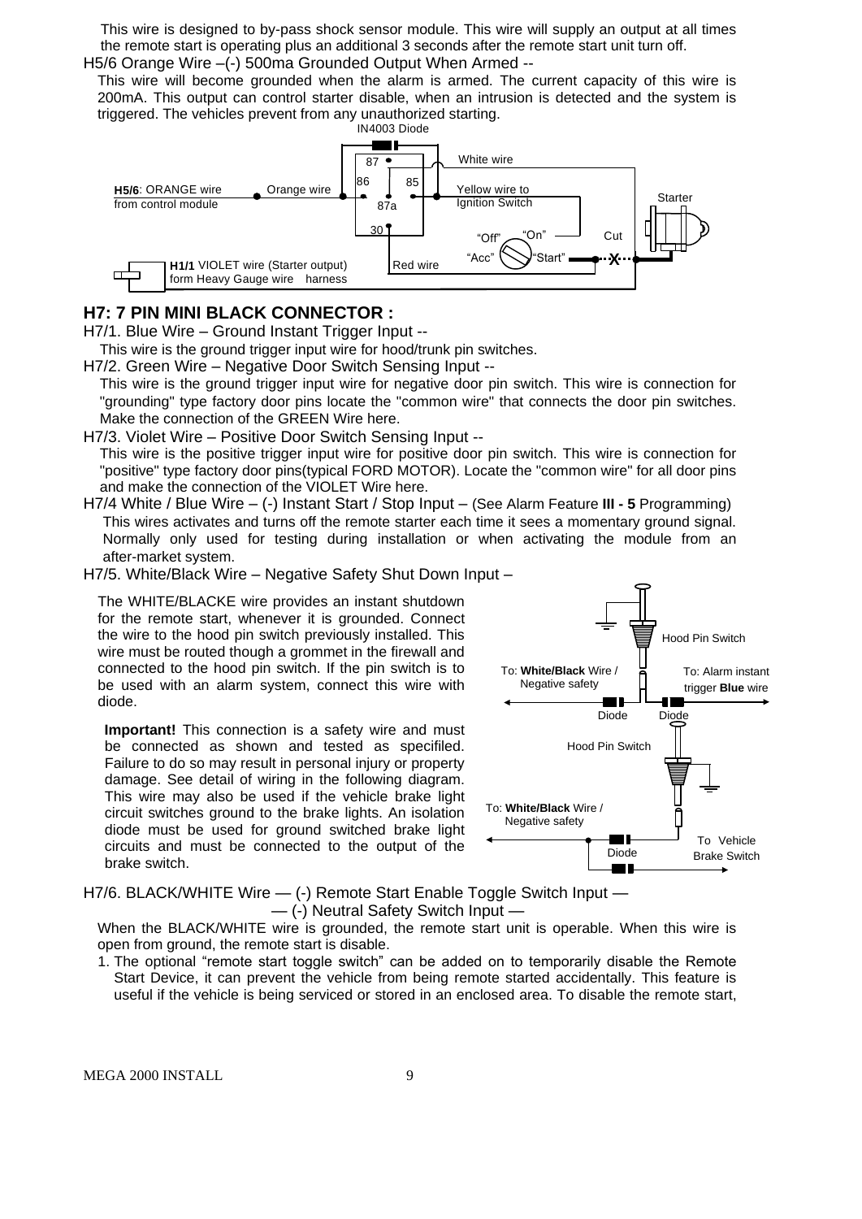This wire is designed to by-pass shock sensor module. This wire will supply an output at all times the remote start is operating plus an additional 3 seconds after the remote start unit turn off.

H5/6 Orange Wire –(-) 500ma Grounded Output When Armed --

This wire will become grounded when the alarm is armed. The current capacity of this wire is 200mA. This output can control starter disable, when an intrusion is detected and the system is triggered. The vehicles prevent from any unauthorized starting.

## H7: 7 PIN MINI BLACK CONNECTOR :

H7/1. Blue Wire – Ground Instant Trigger Input --

This wire is the ground trigger input wire for hood/trunk pin switches.

H7/2. Green Wire – Negative Door Switch Sensing Input --

This wire is the ground trigger input wire for negative door pin switch. This wire is connection for "grounding" type factory door pins locate the "common wire" that connects the door pin switches. Make the connection of the GREEN Wire here.

H7/3. Violet Wire – Positive Door Switch Sensing Input --

This wire is the positive trigger input wire for positive door pin switch. This wire is connection for "positive" type factory door pins(typical FORD MOTOR). Locate the "common wire" for all door pins and make the connection of the VIOLET Wire here.

H7/4 White / Blue Wire – (-) Instant Start / Stop Input – (See Alarm Feature **III - 5** Programming)

This wires activates and turns off the remote starter each time it sees a momentary ground signal. Normally only used for testing during installation or when activating the module from an after-market system.

H7/5. White/Black Wire – Negative Safety Shut Down Input –

The WHITE/BLACKE wire provides an instant shutdown for the remote start, whenever it is grounded. Connect the wire to the hood pin switch previously installed. This wire must be routed though a grommet in the firewall and connected to the hood pin switch. If the pin switch is to be used with an alarm system, connect this wire with diode.

**Important!** This connection is a safety wire and must be connected as shown and tested as specifiled. Failure to do so may result in personal injury or property damage. See detail of wiring in the following diagram. This wire may also be used if the vehicle brake light circuit switches ground to the brake lights. An isolation diode must be used for ground switched brake light circuits and must be connected to the output of the brake switch.

H7/6. BLACK/WHITE Wire — (-) Remote Start Enable Toggle Switch Input —
— (-) Neutral Safety Switch Input —

When the BLACK/WHITE wire is grounded, the remote start unit is operable. When this wire is open from ground, the remote start is disable.

1. The optional "remote start toggle switch" can be added on to temporarily disable the Remote Start Device, it can prevent the vehicle from being remote started accidentally. This feature is useful if the vehicle is being serviced or stored in an enclosed area. To disable the remote start,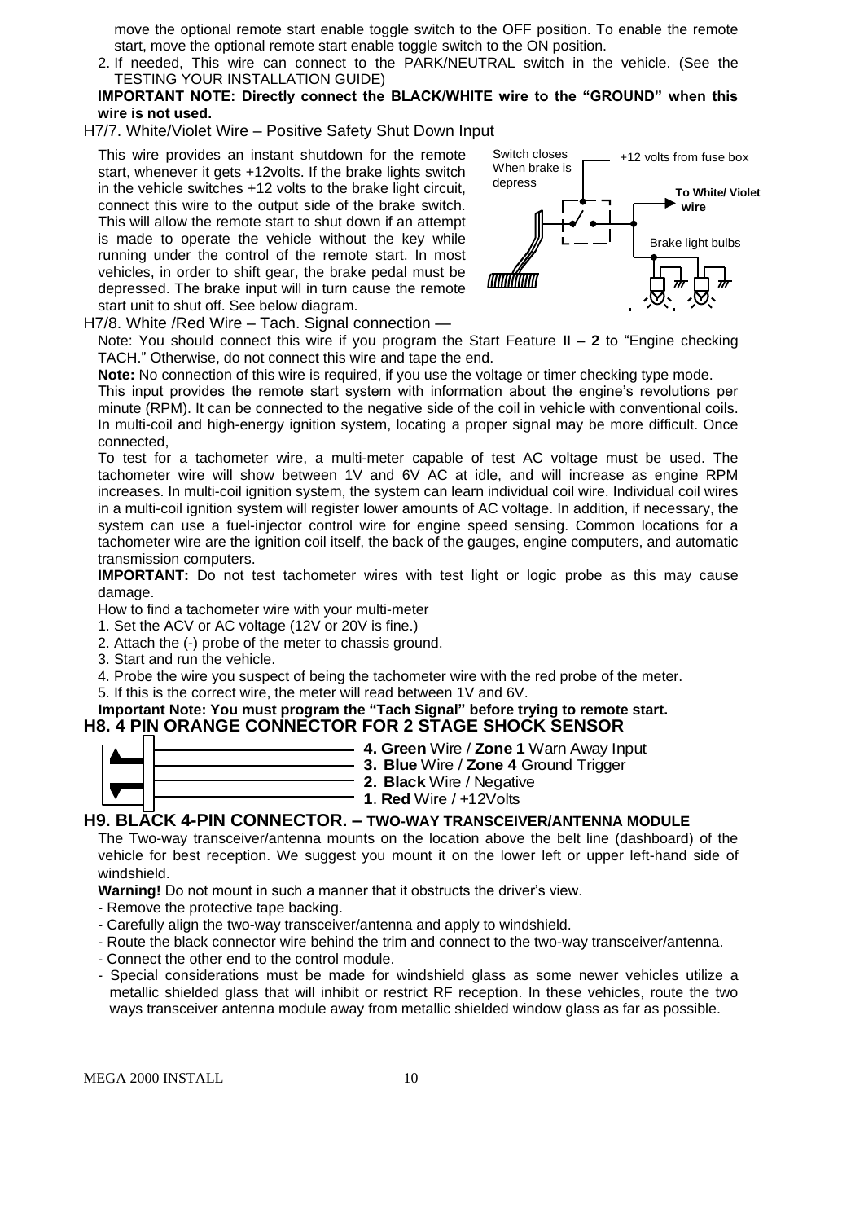move the optional remote start enable toggle switch to the OFF position. To enable the remote start, move the optional remote start enable toggle switch to the ON position.

2. If needed, This wire can connect to the PARK/NEUTRAL switch in the vehicle. (See the TESTING YOUR INSTALLATION GUIDE)

**IMPORTANT NOTE: Directly connect the BLACK/WHITE wire to the "GROUND" when this wire is not used.**

H7/7. White/Violet Wire – Positive Safety Shut Down Input

This wire provides an instant shutdown for the remote start, whenever it gets +12volts. If the brake lights switch in the vehicle switches +12 volts to the brake light circuit, connect this wire to the output side of the brake switch. This will allow the remote start to shut down if an attempt is made to operate the vehicle without the key while running under the control of the remote start. In most vehicles, in order to shift gear, the brake pedal must be depressed. The brake input will in turn cause the remote start unit to shut off. See below diagram.

Switch closes When brake is depress

+12 volts from fuse box

**To White/ Violet wire**

Brake light bulbs

H7/8. White /Red Wire – Tach. Signal connection —

Note: You should connect this wire if you program the Start Feature **II – 2** to "Engine checking TACH." Otherwise, do not connect this wire and tape the end.

**Note:** No connection of this wire is required, if you use the voltage or timer checking type mode.

This input provides the remote start system with information about the engine's revolutions per minute (RPM). It can be connected to the negative side of the coil in vehicle with conventional coils. In multi-coil and high-energy ignition system, locating a proper signal may be more difficult. Once connected,

To test for a tachometer wire, a multi-meter capable of test AC voltage must be used. The tachometer wire will show between 1V and 6V AC at idle, and will increase as engine RPM increases. In multi-coil ignition system, the system can learn individual coil wire. Individual coil wires in a multi-coil ignition system will register lower amounts of AC voltage. In addition, if necessary, the system can use a fuel-injector control wire for engine speed sensing. Common locations for a tachometer wire are the ignition coil itself, the back of the gauges, engine computers, and automatic transmission computers.

**IMPORTANT:** Do not test tachometer wires with test light or logic probe as this may cause damage.

How to find a tachometer wire with your multi-meter

1. Set the ACV or AC voltage (12V or 20V is fine.)
2. Attach the (-) probe of the meter to chassis ground.
3. Start and run the vehicle.
4. Probe the wire you suspect of being the tachometer wire with the red probe of the meter.
5. If this is the correct wire, the meter will read between 1V and 6V.

**Important Note: You must program the "Tach Signal" before trying to remote start.**

## H8. 4 PIN ORANGE CONNECTOR FOR 2 STAGE SHOCK SENSOR

- **4. Green** Wire / **Zone 1** Warn Away Input
- **3. Blue** Wire / **Zone 4** Ground Trigger
- **2. Black** Wire / Negative
- **1**. **Red** Wire / +12Volts

## H9. BLACK 4-PIN CONNECTOR. – TWO-WAY TRANSCEIVER/ANTENNA MODULE

The Two-way transceiver/antenna mounts on the location above the belt line (dashboard) of the vehicle for best reception. We suggest you mount it on the lower left or upper left-hand side of windshield.

**Warning!** Do not mount in such a manner that it obstructs the driver's view.

- Remove the protective tape backing.
- Carefully align the two-way transceiver/antenna and apply to windshield.
- Route the black connector wire behind the trim and connect to the two-way transceiver/antenna.
- Connect the other end to the control module.
- Special considerations must be made for windshield glass as some newer vehicles utilize a metallic shielded glass that will inhibit or restrict RF reception. In these vehicles, route the two ways transceiver antenna module away from metallic shielded window glass as far as possible.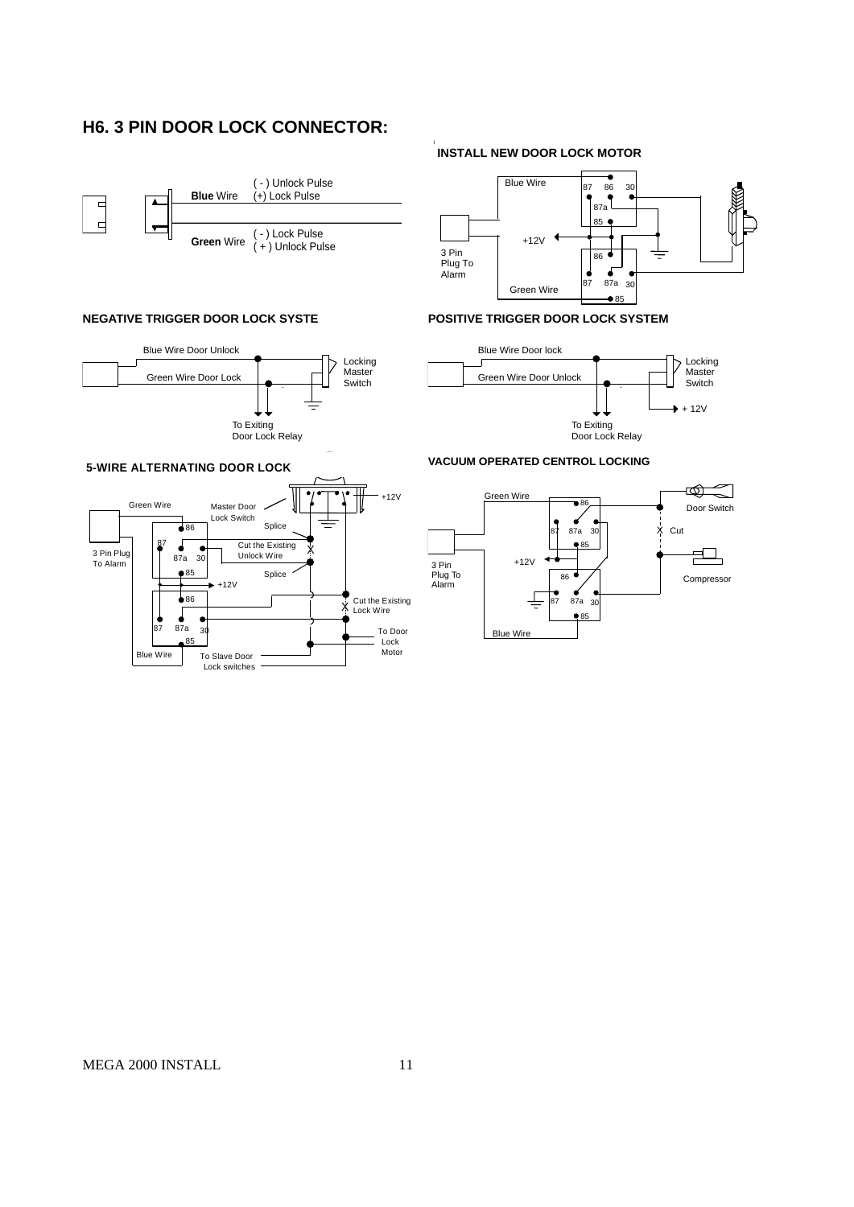## H6. 3 PIN DOOR LOCK CONNECTOR:

**Blue** Wire ( - ) Unlock Pulse (+) Lock Pulse

**Green** Wire ( - ) Lock Pulse ( + ) Unlock Pulse

### INSTALL NEW DOOR LOCK MOTOR

Blue Wire

87 86 30

87a

85

+12V

3 Pin Plug To Alarm

86

87 87a 30

Green Wire

85

### NEGATIVE TRIGGER DOOR LOCK SYSTE

Blue Wire Door Unlock

Green Wire Door Lock

Locking Master Switch

To Exiting Door Lock Relay

### POSITIVE TRIGGER DOOR LOCK SYSTEM

Blue Wire Door lock

Green Wire Door Unlock

Locking Master Switch

+ 12V

To Exiting Door Lock Relay

### 5-WIRE ALTERNATING DOOR LOCK

Green Wire

Master Door Lock Switch

+12V

86

Splice

87

Cut the Existing Unlock Wire

3 Pin Plug To Alarm

87a 30

85

Splice

+12V

86

Cut the Existing Lock Wire

87 87a 30

85

To Door Lock Motor

Blue Wire

To Slave Door Lock switches

### VACUUM OPERATED CENTROL LOCKING

Green Wire

86

Door Switch

87 87a 30

Cut

85

3 Pin Plug To Alarm

+12V

86

Compressor

87 87a 30

85

Blue Wire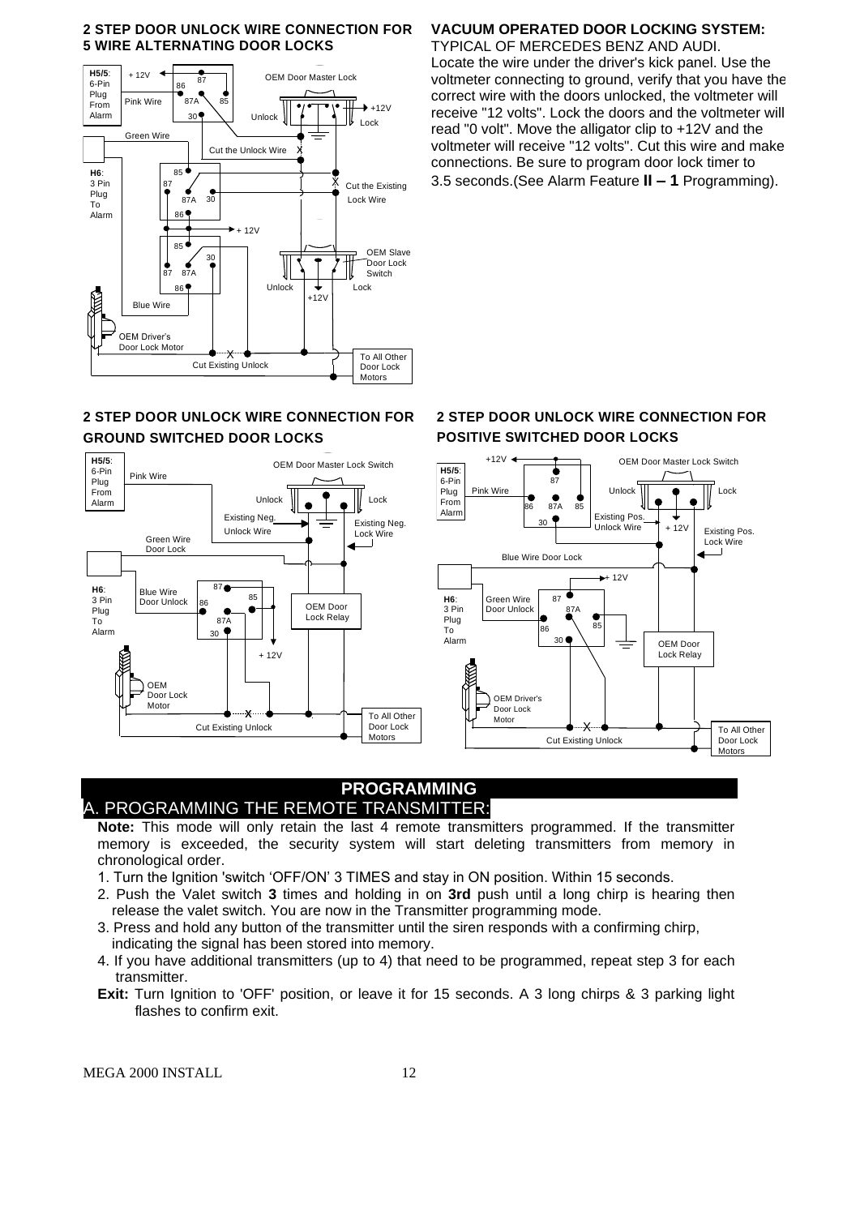## 2 STEP DOOR UNLOCK WIRE CONNECTION FOR 5 WIRE ALTERNATING DOOR LOCKS

H5/5: 6-Pin Plug From Alarm

+ 12V

87

86

Pink Wire

87A

85

30

OEM Door Master Lock

Unlock

+12V

Lock

Green Wire

Cut the Unlock Wire X

H6: 3 Pin Plug To Alarm

85

87

87A

30

86

X Cut the Existing Lock Wire

+ 12V

85

30

87

87A

86

OEM Slave Door Lock Switch

Unlock

Lock

+12V

Blue Wire

OEM Driver's Door Lock Motor

X

Cut Existing Unlock

To All Other Door Lock Motors

## VACUUM OPERATED DOOR LOCKING SYSTEM:

TYPICAL OF MERCEDES BENZ AND AUDI.

Locate the wire under the driver's kick panel. Use the voltmeter connecting to ground, verify that you have the correct wire with the doors unlocked, the voltmeter will receive "12 volts". Lock the doors and the voltmeter will read "0 volt". Move the alligator clip to +12V and the voltmeter will receive "12 volts". Cut this wire and make connections. Be sure to program door lock timer to 3.5 seconds.(See Alarm Feature **II – 1** Programming).

## 2 STEP DOOR UNLOCK WIRE CONNECTION FOR GROUND SWITCHED DOOR LOCKS

H5/5: 6-Pin Plug From Alarm

Pink Wire

OEM Door Master Lock Switch

Unlock

Lock

Existing Neg. Unlock Wire

Existing Neg. Lock Wire

Green Wire Door Lock

H6: 3 Pin Plug To Alarm

Blue Wire Door Unlock

87

85

86

87A

30

OEM Door Lock Relay

+ 12V

OEM Door Lock Motor

X

Cut Existing Unlock

To All Other Door Lock Motors

## 2 STEP DOOR UNLOCK WIRE CONNECTION FOR POSITIVE SWITCHED DOOR LOCKS

+12V

OEM Door Master Lock Switch

H5/5: 6-Pin Plug From Alarm

87

Pink Wire

86

87A

85

Unlock

Lock

30

Existing Pos. Unlock Wire

+ 12V

Existing Pos. Lock Wire

Blue Wire Door Lock

+ 12V

H6: 3 Pin Plug To Alarm

Green Wire Door Unlock

87

87A

85

86

30

OEM Door Lock Relay

OEM Driver's Door Lock Motor

X

Cut Existing Unlock

To All Other Door Lock Motors

# PROGRAMMING

## A. PROGRAMMING THE REMOTE TRANSMITTER:

**Note:** This mode will only retain the last 4 remote transmitters programmed. If the transmitter memory is exceeded, the security system will start deleting transmitters from memory in chronological order.

1. Turn the Ignition 'switch 'OFF/ON' 3 TIMES and stay in ON position. Within 15 seconds.
2. Push the Valet switch **3** times and holding in on **3rd** push until a long chirp is hearing then release the valet switch. You are now in the Transmitter programming mode.
3. Press and hold any button of the transmitter until the siren responds with a confirming chirp, indicating the signal has been stored into memory.
4. If you have additional transmitters (up to 4) that need to be programmed, repeat step 3 for each transmitter.

**Exit:** Turn Ignition to 'OFF' position, or leave it for 15 seconds. A 3 long chirps & 3 parking light flashes to confirm exit.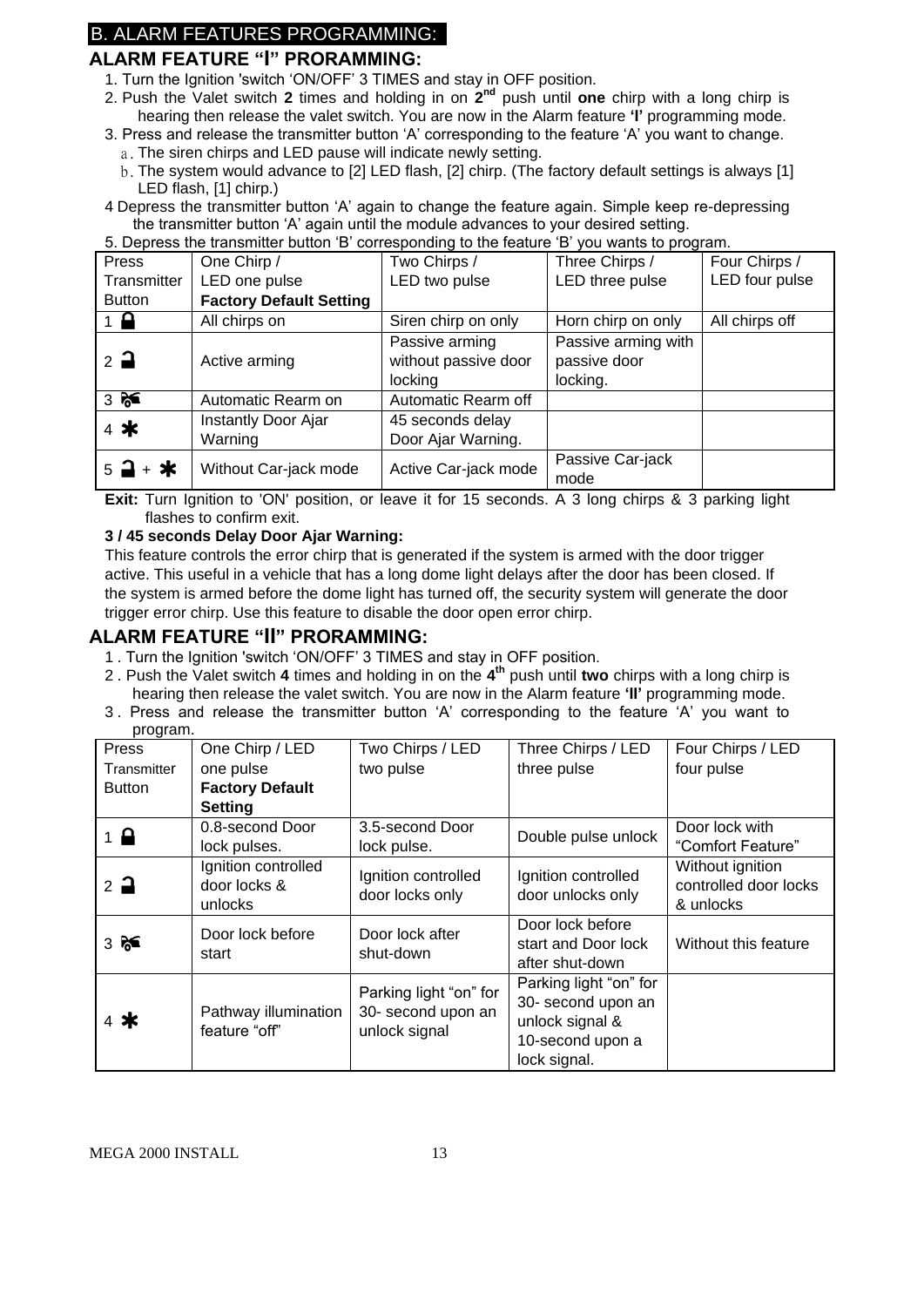## B. ALARM FEATURES PROGRAMMING:

### ALARM FEATURE "I" PRORAMMING:

1. Turn the Ignition 'switch 'ON/OFF' 3 TIMES and stay in OFF position.
2. Push the Valet switch **2** times and holding in on **2nd** push until **one** chirp with a long chirp is hearing then release the valet switch. You are now in the Alarm feature **'I'** programming mode.
3. Press and release the transmitter button 'A' corresponding to the feature 'A' you want to change.
   a. The siren chirps and LED pause will indicate newly setting.
   b. The system would advance to [2] LED flash, [2] chirp. (The factory default settings is always [1] LED flash, [1] chirp.)
4. Depress the transmitter button 'A' again to change the feature again. Simple keep re-depressing the transmitter button 'A' again until the module advances to your desired setting.
5. Depress the transmitter button 'B' corresponding to the feature 'B' you wants to program.

| Press Transmitter Button | One Chirp / LED one pulse **Factory Default Setting** | Two Chirps / LED two pulse | Three Chirps / LED three pulse | Four Chirps / LED four pulse |
|---|---|---|---|---|
| 1 🔒 | All chirps on | Siren chirp on only | Horn chirp on only | All chirps off |
| 2 🔓 | Active arming | Passive arming without passive door locking | Passive arming with passive door locking. | |
| 3 | Automatic Rearm on | Automatic Rearm off | | |
| 4 * | Instantly Door Ajar Warning | 45 seconds delay Door Ajar Warning. | | |
| 5 🔓 + * | Without Car-jack mode | Active Car-jack mode | Passive Car-jack mode | |

**Exit:** Turn Ignition to 'ON' position, or leave it for 15 seconds. A 3 long chirps & 3 parking light flashes to confirm exit.

**3 / 45 seconds Delay Door Ajar Warning:**

This feature controls the error chirp that is generated if the system is armed with the door trigger active. This useful in a vehicle that has a long dome light delays after the door has been closed. If the system is armed before the dome light has turned off, the security system will generate the door trigger error chirp. Use this feature to disable the door open error chirp.

### ALARM FEATURE "II" PRORAMMING:

1. Turn the Ignition 'switch 'ON/OFF' 3 TIMES and stay in OFF position.
2. Push the Valet switch **4** times and holding in on the **4th** push until **two** chirps with a long chirp is hearing then release the valet switch. You are now in the Alarm feature **'II'** programming mode.
3. Press and release the transmitter button 'A' corresponding to the feature 'A' you want to program.

| Press Transmitter Button | One Chirp / LED one pulse **Factory Default Setting** | Two Chirps / LED two pulse | Three Chirps / LED three pulse | Four Chirps / LED four pulse |
|---|---|---|---|---|
| 1 🔒 | 0.8-second Door lock pulses. | 3.5-second Door lock pulse. | Double pulse unlock | Door lock with "Comfort Feature" |
| 2 🔓 | Ignition controlled door locks & unlocks | Ignition controlled door locks only | Ignition controlled door unlocks only | Without ignition controlled door locks & unlocks |
| 3 | Door lock before start | Door lock after shut-down | Door lock before start and Door lock after shut-down | Without this feature |
| 4 * | Pathway illumination feature "off" | Parking light "on" for 30- second upon an unlock signal | Parking light "on" for 30- second upon an unlock signal & 10-second upon a lock signal. | |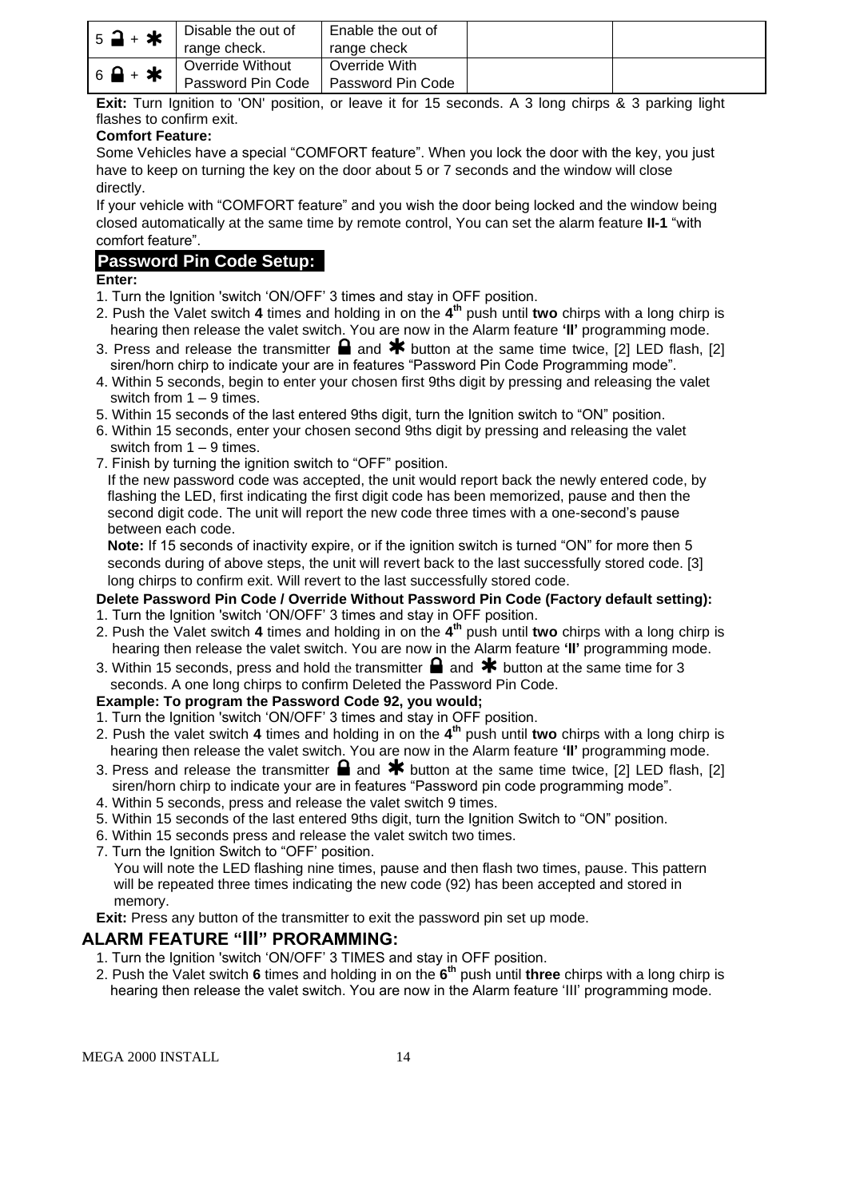| 5 🔓 + ✱ | Disable the out of range check. | Enable the out of range check | | |
|---|---|---|---|---|
| 6 🔒 + ✱ | Override Without Password Pin Code | Override With Password Pin Code | | |

**Exit:** Turn Ignition to 'ON' position, or leave it for 15 seconds. A 3 long chirps & 3 parking light flashes to confirm exit.

**Comfort Feature:**

Some Vehicles have a special "COMFORT feature". When you lock the door with the key, you just have to keep on turning the key on the door about 5 or 7 seconds and the window will close directly.

If your vehicle with "COMFORT feature" and you wish the door being locked and the window being closed automatically at the same time by remote control, You can set the alarm feature **II-1** "with comfort feature".

## Password Pin Code Setup:

**Enter:**

1. Turn the Ignition 'switch 'ON/OFF' 3 times and stay in OFF position.
2. Push the Valet switch **4** times and holding in on the **4th** push until **two** chirps with a long chirp is hearing then release the valet switch. You are now in the Alarm feature **'II'** programming mode.
3. Press and release the transmitter 🔒 and ✱ button at the same time twice, [2] LED flash, [2] siren/horn chirp to indicate your are in features "Password Pin Code Programming mode".
4. Within 5 seconds, begin to enter your chosen first 9ths digit by pressing and releasing the valet switch from 1 – 9 times.
5. Within 15 seconds of the last entered 9ths digit, turn the Ignition switch to "ON" position.
6. Within 15 seconds, enter your chosen second 9ths digit by pressing and releasing the valet switch from 1 – 9 times.
7. Finish by turning the ignition switch to "OFF" position.
   If the new password code was accepted, the unit would report back the newly entered code, by flashing the LED, first indicating the first digit code has been memorized, pause and then the second digit code. The unit will report the new code three times with a one-second's pause between each code.
   **Note:** If 15 seconds of inactivity expire, or if the ignition switch is turned "ON" for more then 5 seconds during of above steps, the unit will revert back to the last successfully stored code. [3] long chirps to confirm exit. Will revert to the last successfully stored code.

**Delete Password Pin Code / Override Without Password Pin Code (Factory default setting):**

1. Turn the Ignition 'switch 'ON/OFF' 3 times and stay in OFF position.
2. Push the Valet switch **4** times and holding in on the **4th** push until **two** chirps with a long chirp is hearing then release the valet switch. You are now in the Alarm feature **'II'** programming mode.
3. Within 15 seconds, press and hold the transmitter 🔒 and ✱ button at the same time for 3 seconds. A one long chirps to confirm Deleted the Password Pin Code.

**Example: To program the Password Code 92, you would;**

1. Turn the Ignition 'switch 'ON/OFF' 3 times and stay in OFF position.
2. Push the valet switch **4** times and holding in on the **4th** push until **two** chirps with a long chirp is hearing then release the valet switch. You are now in the Alarm feature **'II'** programming mode.
3. Press and release the transmitter 🔒 and ✱ button at the same time twice, [2] LED flash, [2] siren/horn chirp to indicate your are in features "Password pin code programming mode".
4. Within 5 seconds, press and release the valet switch 9 times.
5. Within 15 seconds of the last entered 9ths digit, turn the Ignition Switch to "ON" position.
6. Within 15 seconds press and release the valet switch two times.
7. Turn the Ignition Switch to "OFF' position.
   You will note the LED flashing nine times, pause and then flash two times, pause. This pattern will be repeated three times indicating the new code (92) has been accepted and stored in memory.

**Exit:** Press any button of the transmitter to exit the password pin set up mode.

## ALARM FEATURE "III" PRORAMMING:

1. Turn the Ignition 'switch 'ON/OFF' 3 TIMES and stay in OFF position.
2. Push the Valet switch **6** times and holding in on the **6th** push until **three** chirps with a long chirp is hearing then release the valet switch. You are now in the Alarm feature 'III' programming mode.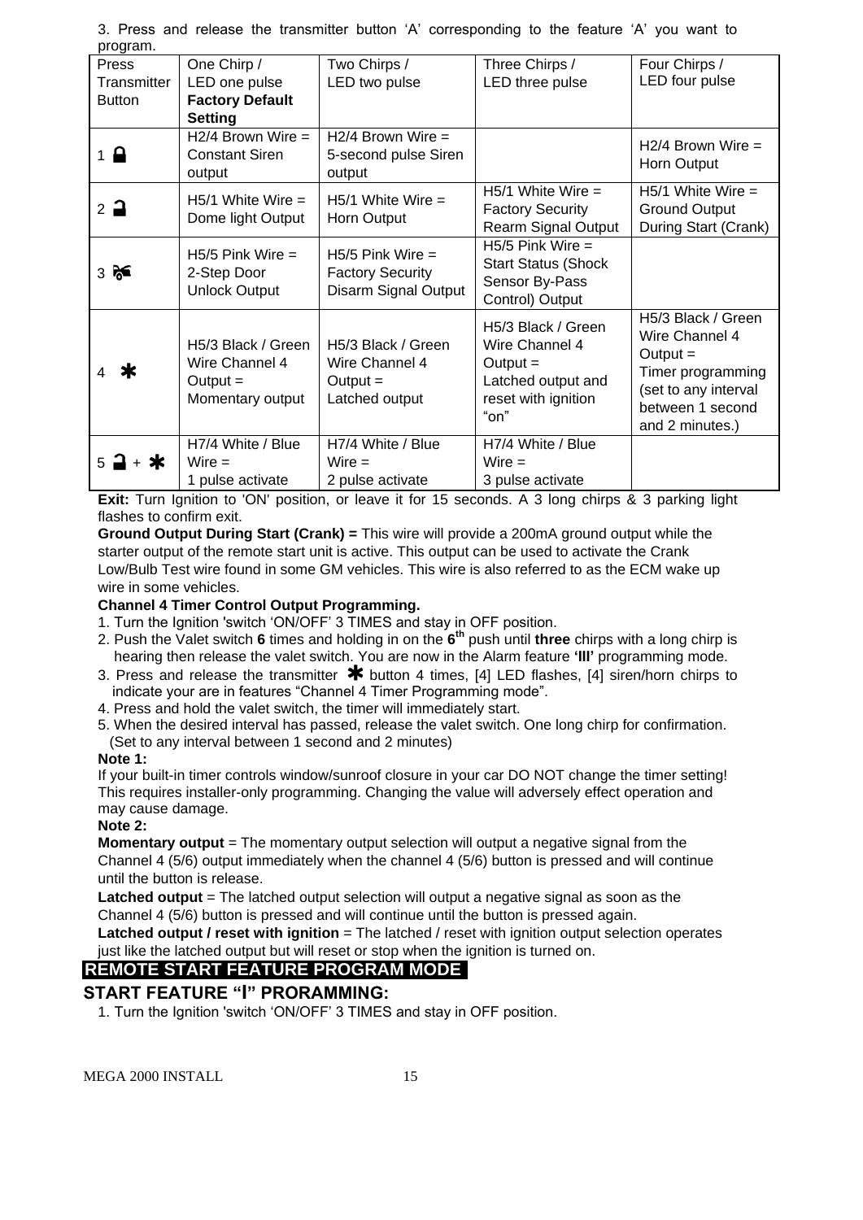3. Press and release the transmitter button 'A' corresponding to the feature 'A' you want to program.

| Press Transmitter Button | One Chirp / LED one pulse **Factory Default Setting** | Two Chirps / LED two pulse | Three Chirps / LED three pulse | Four Chirps / LED four pulse |
|---|---|---|---|---|
| 1 🔒 | H2/4 Brown Wire = Constant Siren output | H2/4 Brown Wire = 5-second pulse Siren output | | H2/4 Brown Wire = Horn Output |
| 2 🔓 | H5/1 White Wire = Dome light Output | H5/1 White Wire = Horn Output | H5/1 White Wire = Factory Security Rearm Signal Output | H5/1 White Wire = Ground Output During Start (Crank) |
| 3 | H5/5 Pink Wire = 2-Step Door Unlock Output | H5/5 Pink Wire = Factory Security Disarm Signal Output | H5/5 Pink Wire = Start Status (Shock Sensor By-Pass Control) Output | |
| 4 ✱ | H5/3 Black / Green Wire Channel 4 Output = Momentary output | H5/3 Black / Green Wire Channel 4 Output = Latched output | H5/3 Black / Green Wire Channel 4 Output = Latched output and reset with ignition "on" | H5/3 Black / Green Wire Channel 4 Output = Timer programming (set to any interval between 1 second and 2 minutes.) |
| 5 🔓 + ✱ | H7/4 White / Blue Wire = 1 pulse activate | H7/4 White / Blue Wire = 2 pulse activate | H7/4 White / Blue Wire = 3 pulse activate | |

**Exit:** Turn Ignition to 'ON' position, or leave it for 15 seconds. A 3 long chirps & 3 parking light flashes to confirm exit.

**Ground Output During Start (Crank) =** This wire will provide a 200mA ground output while the starter output of the remote start unit is active. This output can be used to activate the Crank Low/Bulb Test wire found in some GM vehicles. This wire is also referred to as the ECM wake up wire in some vehicles.

**Channel 4 Timer Control Output Programming.**

1. Turn the Ignition 'switch 'ON/OFF' 3 TIMES and stay in OFF position.
2. Push the Valet switch **6** times and holding in on the **6th** push until **three** chirps with a long chirp is hearing then release the valet switch. You are now in the Alarm feature **'III'** programming mode.
3. Press and release the transmitter ✱ button 4 times, [4] LED flashes, [4] siren/horn chirps to indicate your are in features "Channel 4 Timer Programming mode".
4. Press and hold the valet switch, the timer will immediately start.
5. When the desired interval has passed, release the valet switch. One long chirp for confirmation. (Set to any interval between 1 second and 2 minutes)

**Note 1:**

If your built-in timer controls window/sunroof closure in your car DO NOT change the timer setting! This requires installer-only programming. Changing the value will adversely effect operation and may cause damage.

**Note 2:**

**Momentary output** = The momentary output selection will output a negative signal from the Channel 4 (5/6) output immediately when the channel 4 (5/6) button is pressed and will continue until the button is release.

**Latched output** = The latched output selection will output a negative signal as soon as the Channel 4 (5/6) button is pressed and will continue until the button is pressed again.

**Latched output / reset with ignition** = The latched / reset with ignition output selection operates just like the latched output but will reset or stop when the ignition is turned on.

## REMOTE START FEATURE PROGRAM MODE

### START FEATURE "I" PRORAMMING:

1. Turn the Ignition 'switch 'ON/OFF' 3 TIMES and stay in OFF position.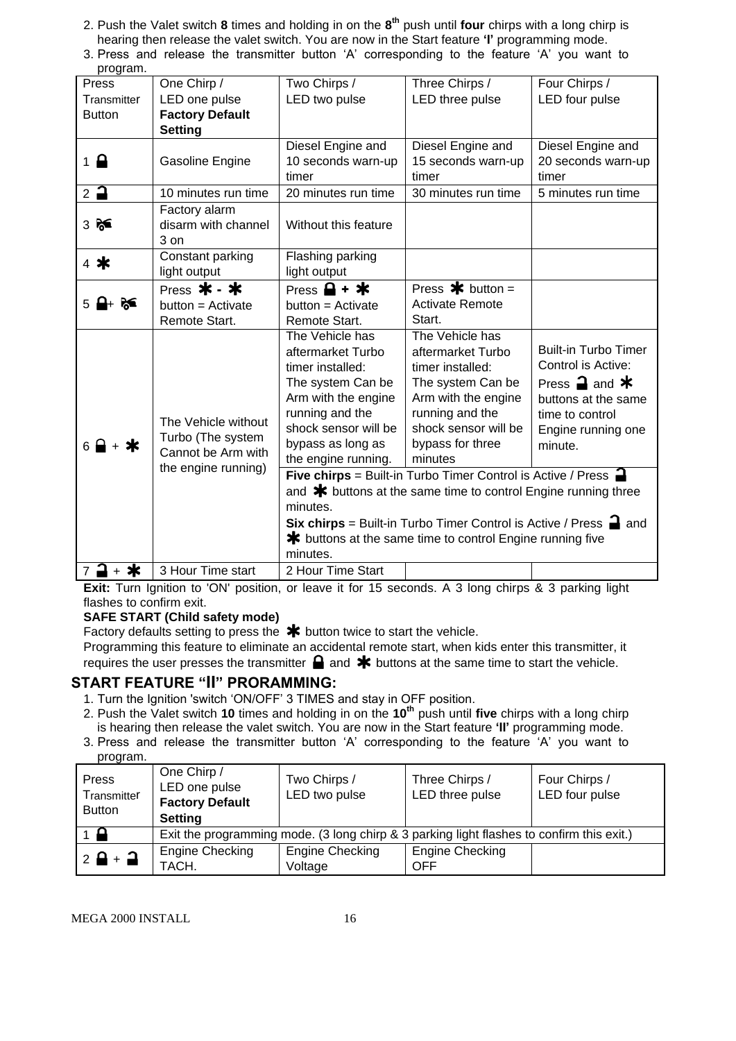2. Push the Valet switch **8** times and holding in on the **8th** push until **four** chirps with a long chirp is hearing then release the valet switch. You are now in the Start feature **'I'** programming mode.
3. Press and release the transmitter button 'A' corresponding to the feature 'A' you want to program.

| Press Transmitter Button | One Chirp / LED one pulse **Factory Default Setting** | Two Chirps / LED two pulse | Three Chirps / LED three pulse | Four Chirps / LED four pulse |
|---|---|---|---|---|
| 1 🔒 | Gasoline Engine | Diesel Engine and 10 seconds warn-up timer | Diesel Engine and 15 seconds warn-up timer | Diesel Engine and 20 seconds warn-up timer |
| 2 🔓 | 10 minutes run time | 20 minutes run time | 30 minutes run time | 5 minutes run time |
| 3 | Factory alarm disarm with channel 3 on | Without this feature | | |
| 4 * | Constant parking light output | Flashing parking light output | | |
| 5 🔒+ | Press * - * button = Activate Remote Start. | Press 🔒 + * button = Activate Remote Start. | Press * button = Activate Remote Start. | |
| 6 🔒 + * | The Vehicle without Turbo (The system Cannot be Arm with the engine running) | The Vehicle has aftermarket Turbo timer installed: The system Can be Arm with the engine running and the shock sensor will be bypass as long as the engine running. | The Vehicle has aftermarket Turbo timer installed: The system Can be Arm with the engine running and the shock sensor will be bypass for three minutes | Built-in Turbo Timer Control is Active: Press 🔓 and * buttons at the same time to control Engine running one minute. |
| | | **Five chirps** = Built-in Turbo Timer Control is Active / Press 🔓 and * buttons at the same time to control Engine running three minutes. **Six chirps** = Built-in Turbo Timer Control is Active / Press 🔓 and * buttons at the same time to control Engine running five minutes. | | |
| 7 🔓 + * | 3 Hour Time start | 2 Hour Time Start | | |

**Exit:** Turn Ignition to 'ON' position, or leave it for 15 seconds. A 3 long chirps & 3 parking light flashes to confirm exit.

**SAFE START (Child safety mode)**

Factory defaults setting to press the * button twice to start the vehicle.

Programming this feature to eliminate an accidental remote start, when kids enter this transmitter, it requires the user presses the transmitter 🔒 and * buttons at the same time to start the vehicle.

## START FEATURE "II" PRORAMMING:

1. Turn the Ignition 'switch 'ON/OFF' 3 TIMES and stay in OFF position.
2. Push the Valet switch **10** times and holding in on the **10th** push until **five** chirps with a long chirp is hearing then release the valet switch. You are now in the Start feature **'II'** programming mode.
3. Press and release the transmitter button 'A' corresponding to the feature 'A' you want to program.

| Press Transmitter Button | One Chirp / LED one pulse **Factory Default Setting** | Two Chirps / LED two pulse | Three Chirps / LED three pulse | Four Chirps / LED four pulse |
|---|---|---|---|---|
| 1 🔒 | Exit the programming mode. (3 long chirp & 3 parking light flashes to confirm this exit.) | | | |
| 2 🔒 + 🔓 | Engine Checking TACH. | Engine Checking Voltage | Engine Checking OFF | |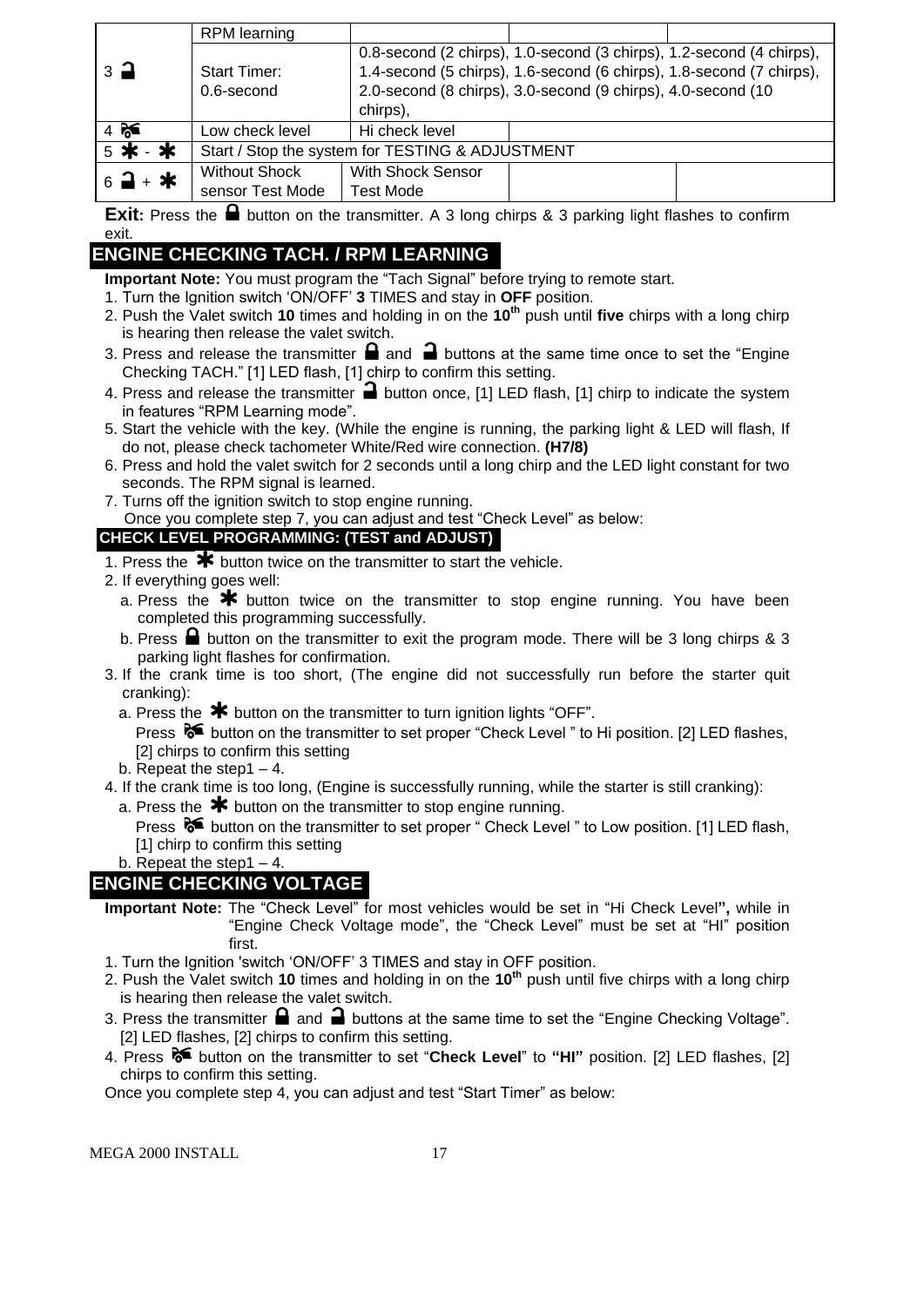| | RPM learning | | | |
|---|---|---|---|---|
| 3 🔓 | Start Timer: 0.6-second | 0.8-second (2 chirps), 1.0-second (3 chirps), 1.2-second (4 chirps), 1.4-second (5 chirps), 1.6-second (6 chirps), 1.8-second (7 chirps), 2.0-second (8 chirps), 3.0-second (9 chirps), 4.0-second (10 chirps), | | |
| 4 | Low check level | Hi check level | | |
| 5 * - * | Start / Stop the system for TESTING & ADJUSTMENT | | | |
| 6 🔓 + * | Without Shock sensor Test Mode | With Shock Sensor Test Mode | | |

**Exit:** Press the 🔒 button on the transmitter. A 3 long chirps & 3 parking light flashes to confirm exit.

## ENGINE CHECKING TACH. / RPM LEARNING

**Important Note:** You must program the "Tach Signal" before trying to remote start.

1. Turn the Ignition switch 'ON/OFF' **3** TIMES and stay in **OFF** position.
2. Push the Valet switch **10** times and holding in on the **10th** push until **five** chirps with a long chirp is hearing then release the valet switch.
3. Press and release the transmitter 🔒 and 🔓 buttons at the same time once to set the "Engine Checking TACH." [1] LED flash, [1] chirp to confirm this setting.
4. Press and release the transmitter 🔓 button once, [1] LED flash, [1] chirp to indicate the system in features "RPM Learning mode".
5. Start the vehicle with the key. (While the engine is running, the parking light & LED will flash, If do not, please check tachometer White/Red wire connection. **(H7/8)**
6. Press and hold the valet switch for 2 seconds until a long chirp and the LED light constant for two seconds. The RPM signal is learned.
7. Turns off the ignition switch to stop engine running.

Once you complete step 7, you can adjust and test "Check Level" as below:

### CHECK LEVEL PROGRAMMING: (TEST and ADJUST)

1. Press the * button twice on the transmitter to start the vehicle.
2. If everything goes well:
   a. Press the * button twice on the transmitter to stop engine running. You have been completed this programming successfully.
   b. Press 🔒 button on the transmitter to exit the program mode. There will be 3 long chirps & 3 parking light flashes for confirmation.
3. If the crank time is too short, (The engine did not successfully run before the starter quit cranking):
   a. Press the * button on the transmitter to turn ignition lights "OFF".
   Press button on the transmitter to set proper "Check Level " to Hi position. [2] LED flashes, [2] chirps to confirm this setting
   b. Repeat the step1 – 4.
4. If the crank time is too long, (Engine is successfully running, while the starter is still cranking):
   a. Press the * button on the transmitter to stop engine running.
   Press button on the transmitter to set proper " Check Level " to Low position. [1] LED flash, [1] chirp to confirm this setting
   b. Repeat the step1 – 4.

## ENGINE CHECKING VOLTAGE

**Important Note:** The "Check Level" for most vehicles would be set in "Hi Check Level**",** while in "Engine Check Voltage mode", the "Check Level" must be set at "HI" position first.

1. Turn the Ignition 'switch 'ON/OFF' 3 TIMES and stay in OFF position.
2. Push the Valet switch **10** times and holding in on the **10th** push until five chirps with a long chirp is hearing then release the valet switch.
3. Press the transmitter 🔒 and 🔓 buttons at the same time to set the "Engine Checking Voltage". [2] LED flashes, [2] chirps to confirm this setting.
4. Press button on the transmitter to set "**Check Level**" to **"HI"** position. [2] LED flashes, [2] chirps to confirm this setting.

Once you complete step 4, you can adjust and test "Start Timer" as below: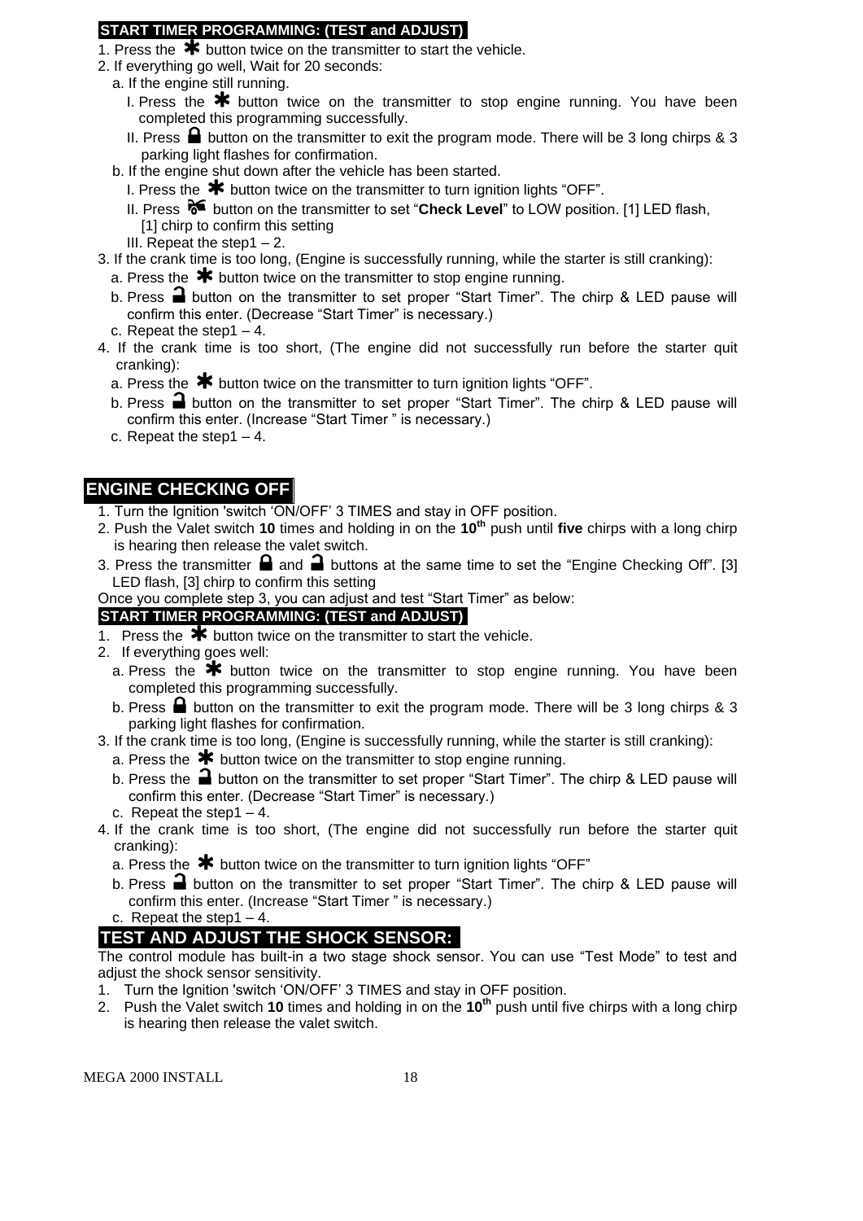**START TIMER PROGRAMMING: (TEST and ADJUST)**

1. Press the ✱ button twice on the transmitter to start the vehicle.
2. If everything go well, Wait for 20 seconds:
   a. If the engine still running.
      I. Press the ✱ button twice on the transmitter to stop engine running. You have been completed this programming successfully.
      II. Press 🔒 button on the transmitter to exit the program mode. There will be 3 long chirps & 3 parking light flashes for confirmation.
   b. If the engine shut down after the vehicle has been started.
      I. Press the ✱ button twice on the transmitter to turn ignition lights "OFF".
      II. Press 🚘 button on the transmitter to set "**Check Level**" to LOW position. [1] LED flash, [1] chirp to confirm this setting
      III. Repeat the step1 – 2.
3. If the crank time is too long, (Engine is successfully running, while the starter is still cranking):
   a. Press the ✱ button twice on the transmitter to stop engine running.
   b. Press 🔓 button on the transmitter to set proper "Start Timer". The chirp & LED pause will confirm this enter. (Decrease "Start Timer" is necessary.)
   c. Repeat the step1 – 4.
4. If the crank time is too short, (The engine did not successfully run before the starter quit cranking):
   a. Press the ✱ button twice on the transmitter to turn ignition lights "OFF".
   b. Press 🔓 button on the transmitter to set proper "Start Timer". The chirp & LED pause will confirm this enter. (Increase "Start Timer " is necessary.)
   c. Repeat the step1 – 4.

## ENGINE CHECKING OFF

1. Turn the Ignition 'switch 'ON/OFF' 3 TIMES and stay in OFF position.
2. Push the Valet switch **10** times and holding in on the **10th** push until **five** chirps with a long chirp is hearing then release the valet switch.
3. Press the transmitter 🔒 and 🔓 buttons at the same time to set the "Engine Checking Off". [3] LED flash, [3] chirp to confirm this setting

Once you complete step 3, you can adjust and test "Start Timer" as below:

**START TIMER PROGRAMMING: (TEST and ADJUST)**

1. Press the ✱ button twice on the transmitter to start the vehicle.
2. If everything goes well:
   a. Press the ✱ button twice on the transmitter to stop engine running. You have been completed this programming successfully.
   b. Press 🔒 button on the transmitter to exit the program mode. There will be 3 long chirps & 3 parking light flashes for confirmation.
3. If the crank time is too long, (Engine is successfully running, while the starter is still cranking):
   a. Press the ✱ button twice on the transmitter to stop engine running.
   b. Press the 🔓 button on the transmitter to set proper "Start Timer". The chirp & LED pause will confirm this enter. (Decrease "Start Timer" is necessary.)
   c. Repeat the step1 – 4.
4. If the crank time is too short, (The engine did not successfully run before the starter quit cranking):
   a. Press the ✱ button twice on the transmitter to turn ignition lights "OFF"
   b. Press 🔓 button on the transmitter to set proper "Start Timer". The chirp & LED pause will confirm this enter. (Increase "Start Timer " is necessary.)
   c. Repeat the step1 – 4.

## TEST AND ADJUST THE SHOCK SENSOR:

The control module has built-in a two stage shock sensor. You can use "Test Mode" to test and adjust the shock sensor sensitivity.

1. Turn the Ignition 'switch 'ON/OFF' 3 TIMES and stay in OFF position.
2. Push the Valet switch **10** times and holding in on the **10th** push until five chirps with a long chirp is hearing then release the valet switch.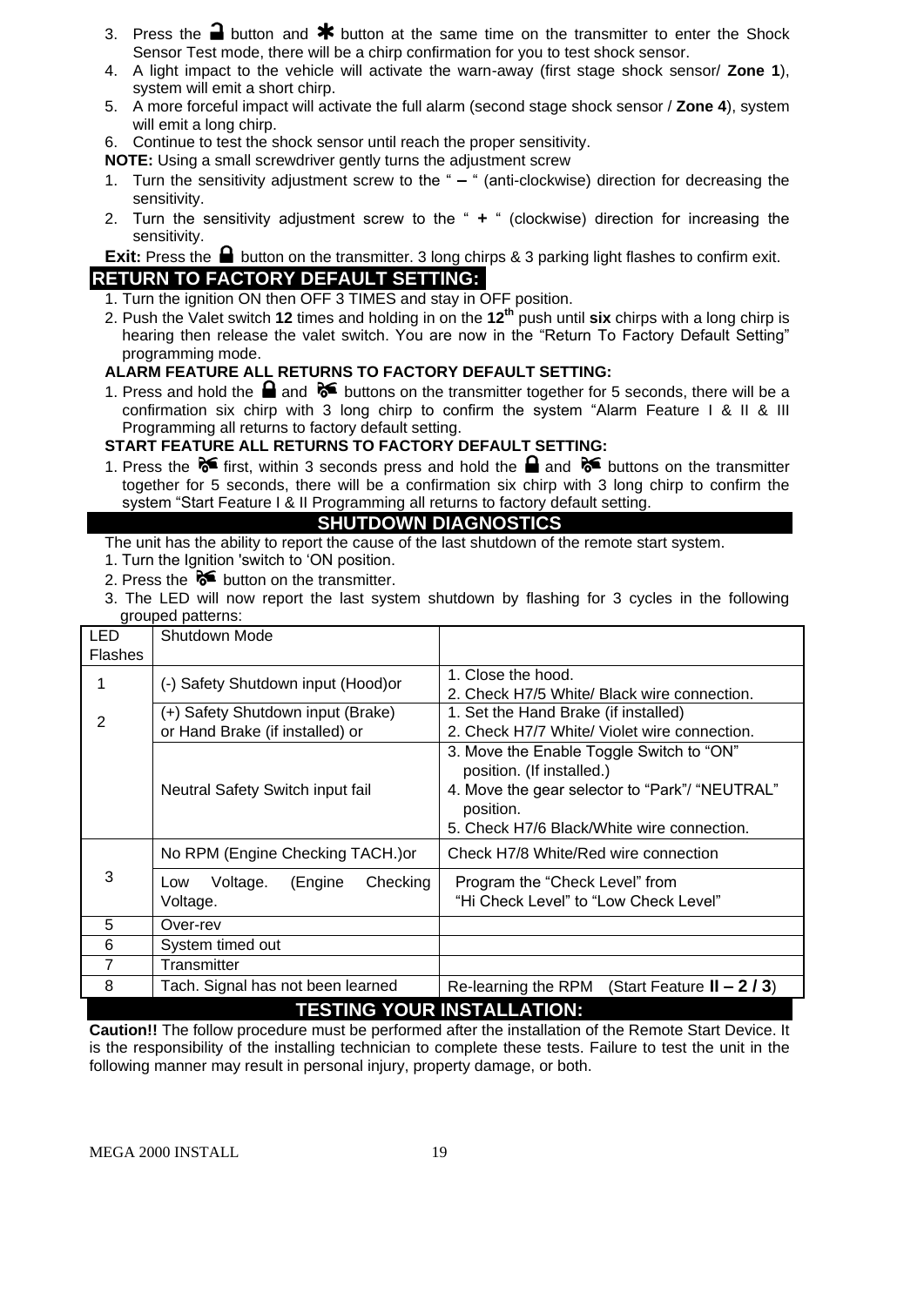3. Press the 🔒 button and ✱ button at the same time on the transmitter to enter the Shock Sensor Test mode, there will be a chirp confirmation for you to test shock sensor.
4. A light impact to the vehicle will activate the warn-away (first stage shock sensor/ **Zone 1**), system will emit a short chirp.
5. A more forceful impact will activate the full alarm (second stage shock sensor / **Zone 4**), system will emit a long chirp.
6. Continue to test the shock sensor until reach the proper sensitivity.

**NOTE:** Using a small screwdriver gently turns the adjustment screw

1. Turn the sensitivity adjustment screw to the " **–** " (anti-clockwise) direction for decreasing the sensitivity.
2. Turn the sensitivity adjustment screw to the " **+** " (clockwise) direction for increasing the sensitivity.

**Exit:** Press the 🔒 button on the transmitter. 3 long chirps & 3 parking light flashes to confirm exit.

## RETURN TO FACTORY DEFAULT SETTING:

1. Turn the ignition ON then OFF 3 TIMES and stay in OFF position.
2. Push the Valet switch **12** times and holding in on the **12th** push until **six** chirps with a long chirp is hearing then release the valet switch. You are now in the "Return To Factory Default Setting" programming mode.

**ALARM FEATURE ALL RETURNS TO FACTORY DEFAULT SETTING:**

1. Press and hold the 🔒 and [start] buttons on the transmitter together for 5 seconds, there will be a confirmation six chirp with 3 long chirp to confirm the system "Alarm Feature I & II & III Programming all returns to factory default setting.

**START FEATURE ALL RETURNS TO FACTORY DEFAULT SETTING:**

1. Press the [start] first, within 3 seconds press and hold the 🔒 and [start] buttons on the transmitter together for 5 seconds, there will be a confirmation six chirp with 3 long chirp to confirm the system "Start Feature I & II Programming all returns to factory default setting.

## SHUTDOWN DIAGNOSTICS

The unit has the ability to report the cause of the last shutdown of the remote start system.

1. Turn the Ignition 'switch to 'ON position.
2. Press the [start] button on the transmitter.
3. The LED will now report the last system shutdown by flashing for 3 cycles in the following grouped patterns:

| LED Flashes | Shutdown Mode | |
|---|---|---|
| 1 | (-) Safety Shutdown input (Hood)or | 1. Close the hood.<br>2. Check H7/5 White/ Black wire connection. |
| 2 | (+) Safety Shutdown input (Brake) or Hand Brake (if installed) or | 1. Set the Hand Brake (if installed)<br>2. Check H7/7 White/ Violet wire connection. |
| | Neutral Safety Switch input fail | 3. Move the Enable Toggle Switch to "ON" position. (If installed.)<br>4. Move the gear selector to "Park"/ "NEUTRAL" position.<br>5. Check H7/6 Black/White wire connection. |
| 3 | No RPM (Engine Checking TACH.)or | Check H7/8 White/Red wire connection |
| | Low Voltage. (Engine Checking Voltage. | Program the "Check Level" from "Hi Check Level" to "Low Check Level" |
| 5 | Over-rev | |
| 6 | System timed out | |
| 7 | Transmitter | |
| 8 | Tach. Signal has not been learned | Re-learning the RPM (Start Feature **II – 2 / 3**) |

## TESTING YOUR INSTALLATION:

**Caution!!** The follow procedure must be performed after the installation of the Remote Start Device. It is the responsibility of the installing technician to complete these tests. Failure to test the unit in the following manner may result in personal injury, property damage, or both.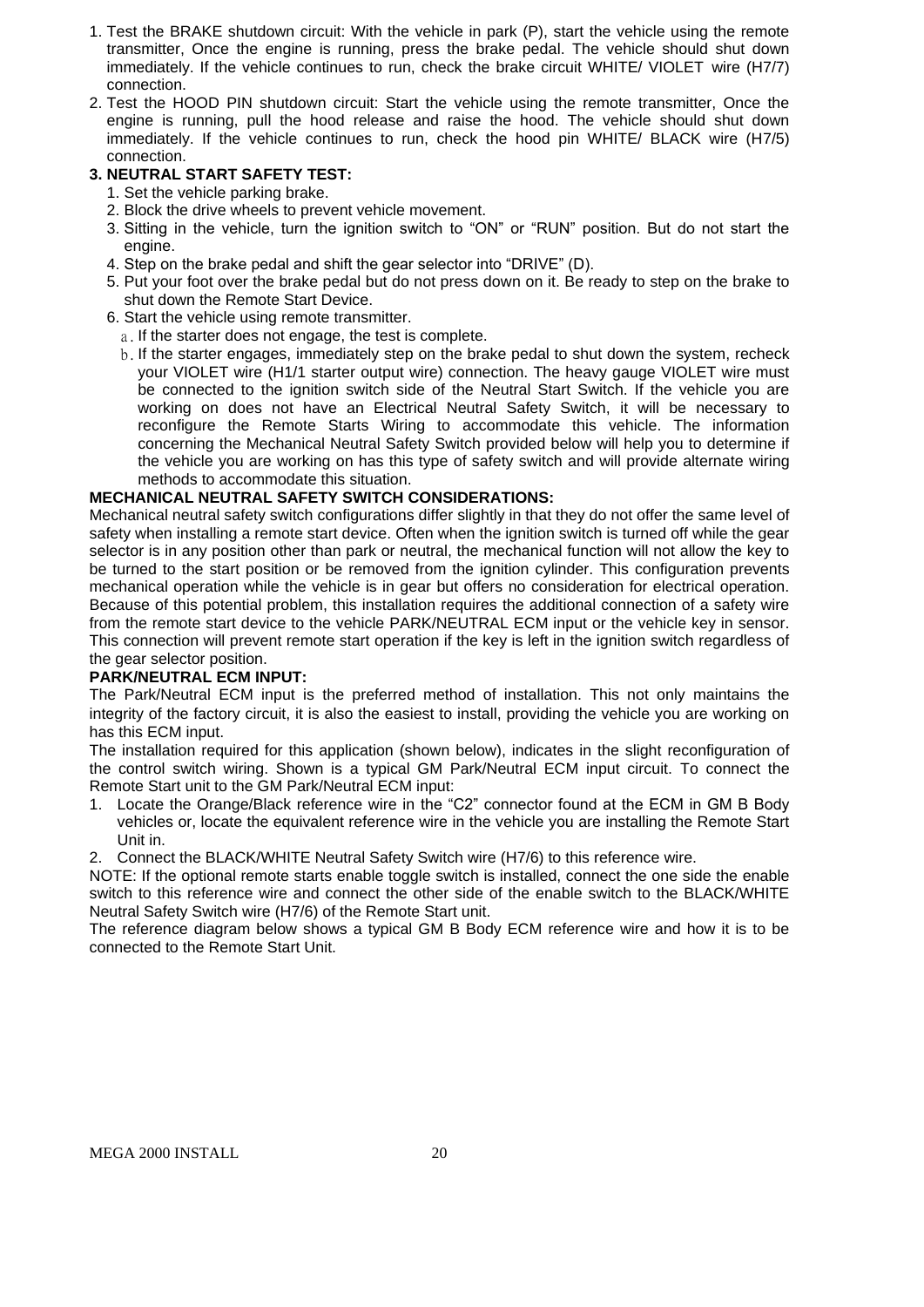1. Test the BRAKE shutdown circuit: With the vehicle in park (P), start the vehicle using the remote transmitter, Once the engine is running, press the brake pedal. The vehicle should shut down immediately. If the vehicle continues to run, check the brake circuit WHITE/ VIOLET wire (H7/7) connection.
2. Test the HOOD PIN shutdown circuit: Start the vehicle using the remote transmitter, Once the engine is running, pull the hood release and raise the hood. The vehicle should shut down immediately. If the vehicle continues to run, check the hood pin WHITE/ BLACK wire (H7/5) connection.

**3. NEUTRAL START SAFETY TEST:**

1. Set the vehicle parking brake.
2. Block the drive wheels to prevent vehicle movement.
3. Sitting in the vehicle, turn the ignition switch to “ON” or “RUN” position. But do not start the engine.
4. Step on the brake pedal and shift the gear selector into “DRIVE” (D).
5. Put your foot over the brake pedal but do not press down on it. Be ready to step on the brake to shut down the Remote Start Device.
6. Start the vehicle using remote transmitter.
   a. If the starter does not engage, the test is complete.
   b. If the starter engages, immediately step on the brake pedal to shut down the system, recheck your VIOLET wire (H1/1 starter output wire) connection. The heavy gauge VIOLET wire must be connected to the ignition switch side of the Neutral Start Switch. If the vehicle you are working on does not have an Electrical Neutral Safety Switch, it will be necessary to reconfigure the Remote Starts Wiring to accommodate this vehicle. The information concerning the Mechanical Neutral Safety Switch provided below will help you to determine if the vehicle you are working on has this type of safety switch and will provide alternate wiring methods to accommodate this situation.

**MECHANICAL NEUTRAL SAFETY SWITCH CONSIDERATIONS:**

Mechanical neutral safety switch configurations differ slightly in that they do not offer the same level of safety when installing a remote start device. Often when the ignition switch is turned off while the gear selector is in any position other than park or neutral, the mechanical function will not allow the key to be turned to the start position or be removed from the ignition cylinder. This configuration prevents mechanical operation while the vehicle is in gear but offers no consideration for electrical operation. Because of this potential problem, this installation requires the additional connection of a safety wire from the remote start device to the vehicle PARK/NEUTRAL ECM input or the vehicle key in sensor. This connection will prevent remote start operation if the key is left in the ignition switch regardless of the gear selector position.

**PARK/NEUTRAL ECM INPUT:**

The Park/Neutral ECM input is the preferred method of installation. This not only maintains the integrity of the factory circuit, it is also the easiest to install, providing the vehicle you are working on has this ECM input.

The installation required for this application (shown below), indicates in the slight reconfiguration of the control switch wiring. Shown is a typical GM Park/Neutral ECM input circuit. To connect the Remote Start unit to the GM Park/Neutral ECM input:

1. Locate the Orange/Black reference wire in the “C2” connector found at the ECM in GM B Body vehicles or, locate the equivalent reference wire in the vehicle you are installing the Remote Start Unit in.
2. Connect the BLACK/WHITE Neutral Safety Switch wire (H7/6) to this reference wire.

NOTE: If the optional remote starts enable toggle switch is installed, connect the one side the enable switch to this reference wire and connect the other side of the enable switch to the BLACK/WHITE Neutral Safety Switch wire (H7/6) of the Remote Start unit.

The reference diagram below shows a typical GM B Body ECM reference wire and how it is to be connected to the Remote Start Unit.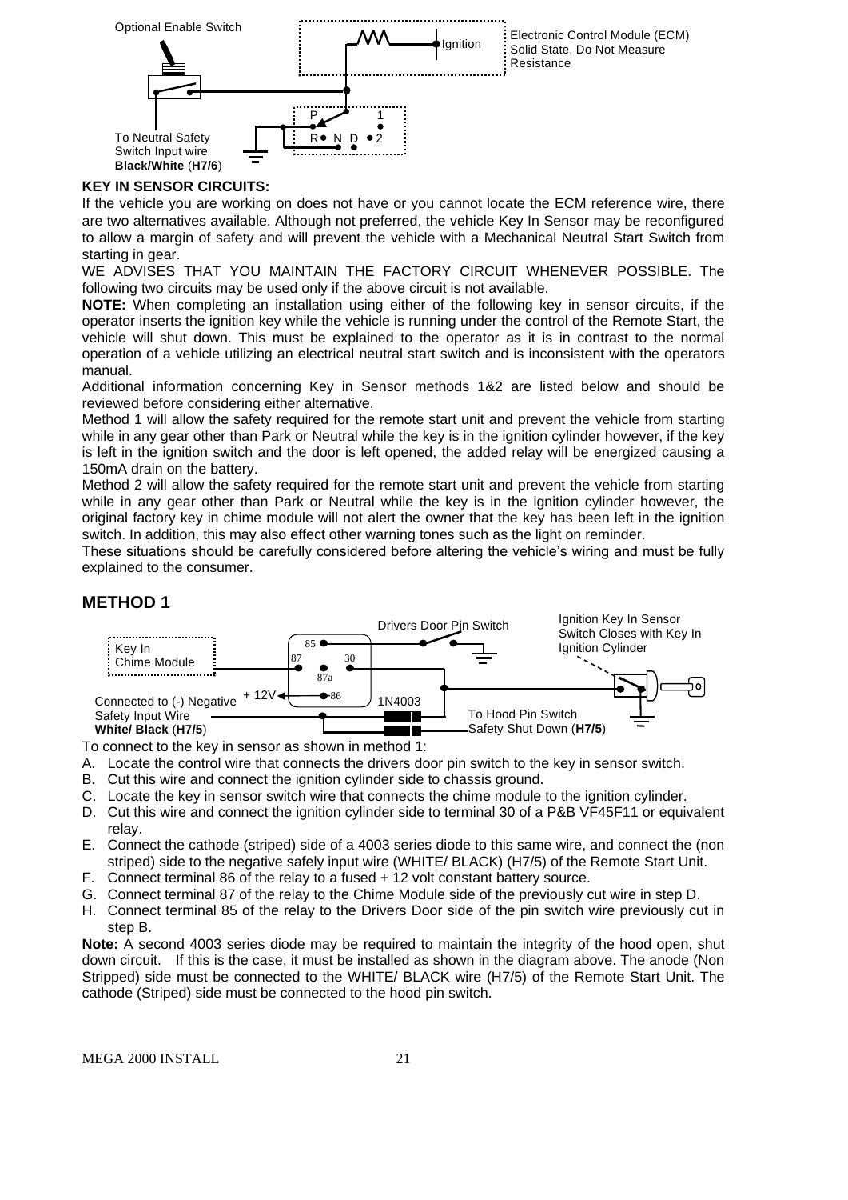Optional Enable Switch

Electronic Control Module (ECM) Solid State, Do Not Measure Resistance

Ignition

P 1

R N D 2

To Neutral Safety Switch Input wire **Black/White** (**H7/6**)

**KEY IN SENSOR CIRCUITS:**

If the vehicle you are working on does not have or you cannot locate the ECM reference wire, there are two alternatives available. Although not preferred, the vehicle Key In Sensor may be reconfigured to allow a margin of safety and will prevent the vehicle with a Mechanical Neutral Start Switch from starting in gear.

WE ADVISES THAT YOU MAINTAIN THE FACTORY CIRCUIT WHENEVER POSSIBLE. The following two circuits may be used only if the above circuit is not available.

**NOTE:** When completing an installation using either of the following key in sensor circuits, if the operator inserts the ignition key while the vehicle is running under the control of the Remote Start, the vehicle will shut down. This must be explained to the operator as it is in contrast to the normal operation of a vehicle utilizing an electrical neutral start switch and is inconsistent with the operators manual.

Additional information concerning Key in Sensor methods 1&2 are listed below and should be reviewed before considering either alternative.

Method 1 will allow the safety required for the remote start unit and prevent the vehicle from starting while in any gear other than Park or Neutral while the key is in the ignition cylinder however, if the key is left in the ignition switch and the door is left opened, the added relay will be energized causing a 150mA drain on the battery.

Method 2 will allow the safety required for the remote start unit and prevent the vehicle from starting while in any gear other than Park or Neutral while the key is in the ignition cylinder however, the original factory key in chime module will not alert the owner that the key has been left in the ignition switch. In addition, this may also effect other warning tones such as the light on reminder.

These situations should be carefully considered before altering the vehicle's wiring and must be fully explained to the consumer.

## METHOD 1

Key In Chime Module

Drivers Door Pin Switch

Ignition Key In Sensor Switch Closes with Key In Ignition Cylinder

85 87 30 87a 86

+ 12V

1N4003

Connected to (-) Negative Safety Input Wire **White/ Black** (**H7/5**)

To Hood Pin Switch Safety Shut Down (**H7/5**)

To connect to the key in sensor as shown in method 1:

A. Locate the control wire that connects the drivers door pin switch to the key in sensor switch.
B. Cut this wire and connect the ignition cylinder side to chassis ground.
C. Locate the key in sensor switch wire that connects the chime module to the ignition cylinder.
D. Cut this wire and connect the ignition cylinder side to terminal 30 of a P&B VF45F11 or equivalent relay.
E. Connect the cathode (striped) side of a 4003 series diode to this same wire, and connect the (non striped) side to the negative safely input wire (WHITE/ BLACK) (H7/5) of the Remote Start Unit.
F. Connect terminal 86 of the relay to a fused + 12 volt constant battery source.
G. Connect terminal 87 of the relay to the Chime Module side of the previously cut wire in step D.
H. Connect terminal 85 of the relay to the Drivers Door side of the pin switch wire previously cut in step B.

**Note:** A second 4003 series diode may be required to maintain the integrity of the hood open, shut down circuit. If this is the case, it must be installed as shown in the diagram above. The anode (Non Stripped) side must be connected to the WHITE/ BLACK wire (H7/5) of the Remote Start Unit. The cathode (Striped) side must be connected to the hood pin switch.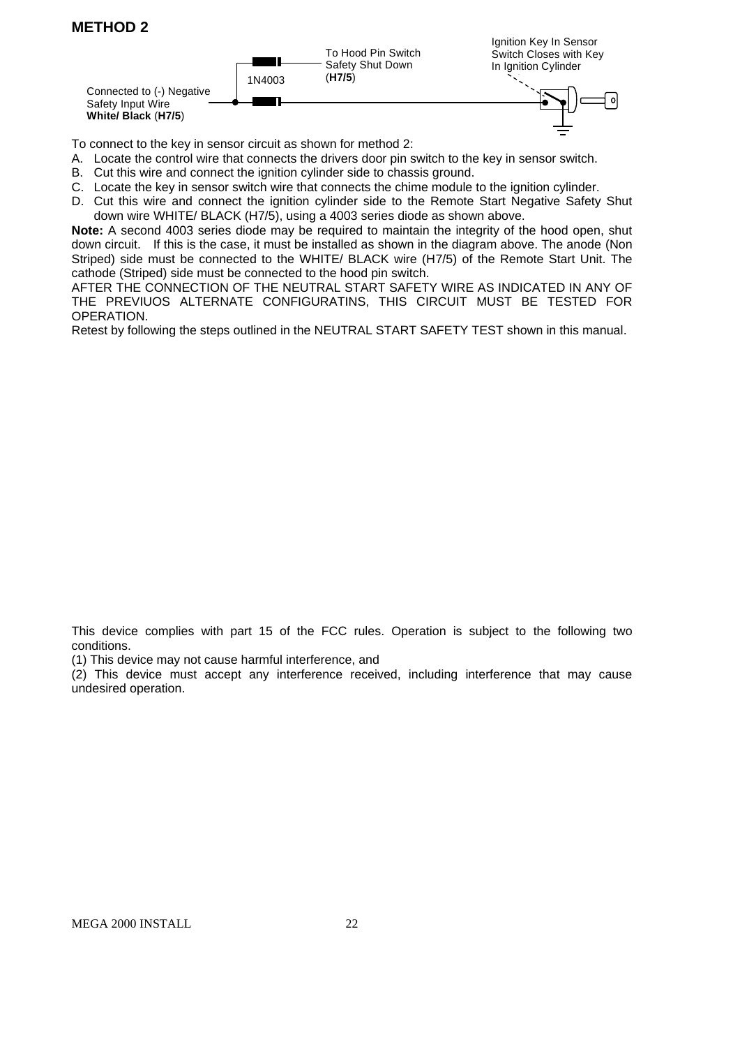## METHOD 2

To Hood Pin Switch Safety Shut Down (**H7/5**)

Ignition Key In Sensor Switch Closes with Key In Ignition Cylinder

1N4003

Connected to (-) Negative Safety Input Wire **White/ Black** (**H7/5**)

To connect to the key in sensor circuit as shown for method 2:

A. Locate the control wire that connects the drivers door pin switch to the key in sensor switch.
B. Cut this wire and connect the ignition cylinder side to chassis ground.
C. Locate the key in sensor switch wire that connects the chime module to the ignition cylinder.
D. Cut this wire and connect the ignition cylinder side to the Remote Start Negative Safety Shut down wire WHITE/ BLACK (H7/5), using a 4003 series diode as shown above.

**Note:** A second 4003 series diode may be required to maintain the integrity of the hood open, shut down circuit. If this is the case, it must be installed as shown in the diagram above. The anode (Non Striped) side must be connected to the WHITE/ BLACK wire (H7/5) of the Remote Start Unit. The cathode (Striped) side must be connected to the hood pin switch.

AFTER THE CONNECTION OF THE NEUTRAL START SAFETY WIRE AS INDICATED IN ANY OF THE PREVIUOS ALTERNATE CONFIGURATINS, THIS CIRCUIT MUST BE TESTED FOR OPERATION.

Retest by following the steps outlined in the NEUTRAL START SAFETY TEST shown in this manual.

This device complies with part 15 of the FCC rules. Operation is subject to the following two conditions.

(1) This device may not cause harmful interference, and

(2) This device must accept any interference received, including interference that may cause undesired operation.